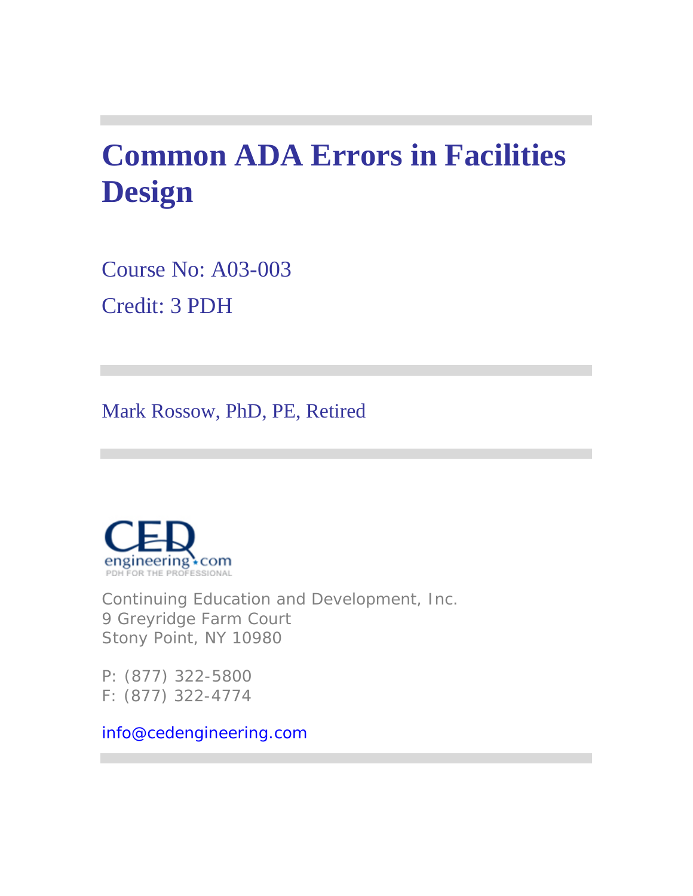# Common ADA Errors in Facilities Design

Course No: A03-003

Credit: 3 PDH

Mark Rossow, PhD, PE, Retired

CED engineering.com
PDH FOR THE PROFESSIONAL

Continuing Education and Development, Inc.
9 Greyridge Farm Court
Stony Point, NY 10980

P: (877) 322-5800
F: (877) 322-4774

info@cedengineering.com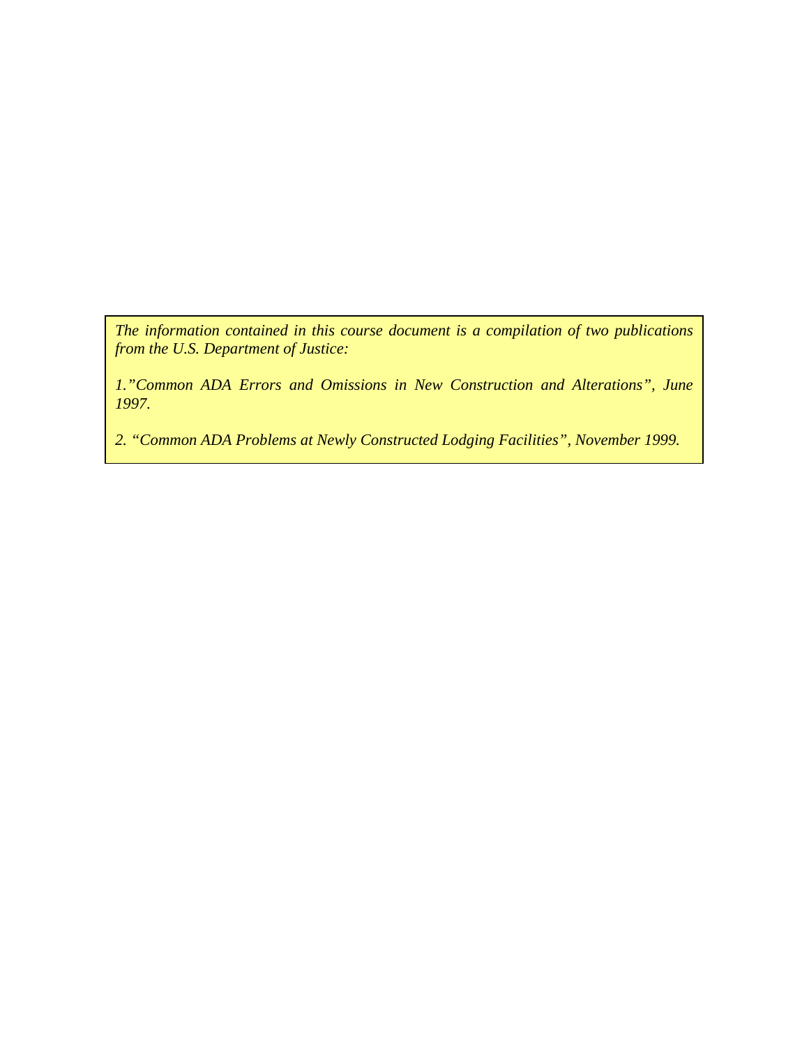*The information contained in this course document is a compilation of two publications from the U.S. Department of Justice:*

*1."Common ADA Errors and Omissions in New Construction and Alterations", June 1997.*

*2. "Common ADA Problems at Newly Constructed Lodging Facilities", November 1999.*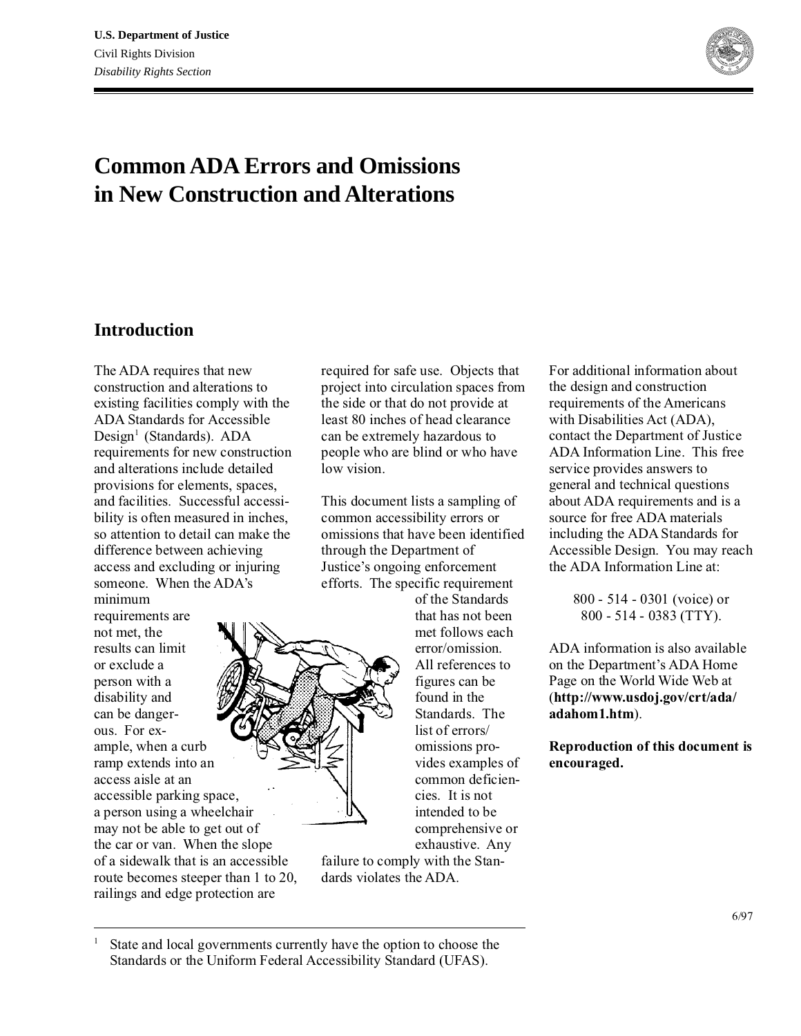U.S. Department of Justice
Civil Rights Division
*Disability Rights Section*

# Common ADA Errors and Omissions in New Construction and Alterations

## Introduction

The ADA requires that new construction and alterations to existing facilities comply with the ADA Standards for Accessible Design[1] (Standards). ADA requirements for new construction and alterations include detailed provisions for elements, spaces, and facilities. Successful accessibility is often measured in inches, so attention to detail can make the difference between achieving access and excluding or injuring someone. When the ADA's minimum requirements are not met, the results can limit or exclude a person with a disability and can be dangerous. For example, when a curb ramp extends into an access aisle at an accessible parking space, a person using a wheelchair may not be able to get out of the car or van. When the slope of a sidewalk that is an accessible route becomes steeper than 1 to 20, railings and edge protection are required for safe use. Objects that project into circulation spaces from the side or that do not provide at least 80 inches of head clearance can be extremely hazardous to people who are blind or who have low vision.

This document lists a sampling of common accessibility errors or omissions that have been identified through the Department of Justice's ongoing enforcement efforts. The specific requirement of the Standards that has not been met follows each error/omission. All references to figures can be found in the Standards. The list of errors/omissions provides examples of common deficiencies. It is not intended to be comprehensive or exhaustive. Any failure to comply with the Standards violates the ADA.

For additional information about the design and construction requirements of the Americans with Disabilities Act (ADA), contact the Department of Justice ADA Information Line. This free service provides answers to general and technical questions about ADA requirements and is a source for free ADA materials including the ADA Standards for Accessible Design. You may reach the ADA Information Line at:

800 - 514 - 0301 (voice) or
800 - 514 - 0383 (TTY).

ADA information is also available on the Department's ADA Home Page on the World Wide Web at (**http://www.usdoj.gov/crt/ada/adahom1.htm**).

**Reproduction of this document is encouraged.**

6/97

[1] State and local governments currently have the option to choose the Standards or the Uniform Federal Accessibility Standard (UFAS).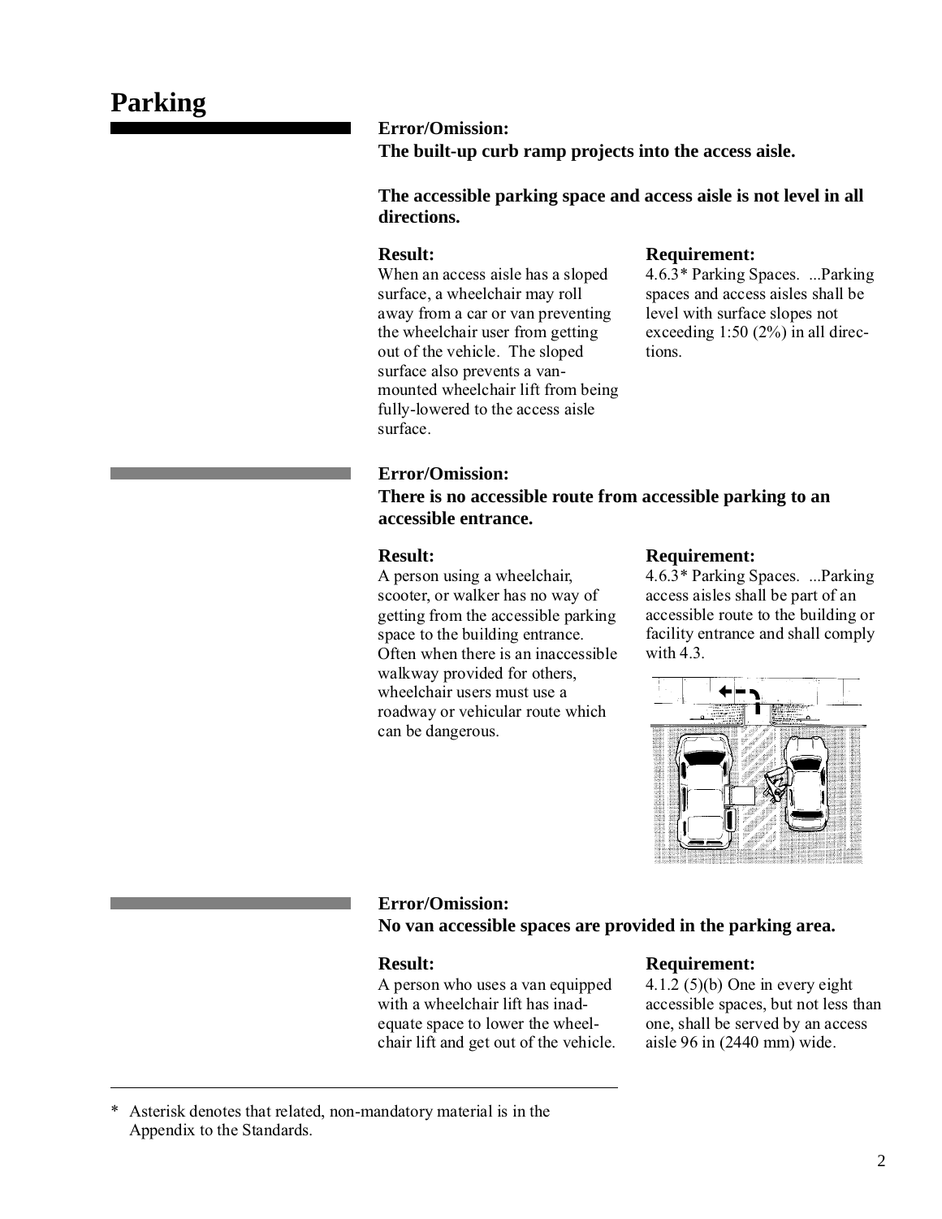# Parking

**Error/Omission:**
**The built-up curb ramp projects into the access aisle.**

**The accessible parking space and access aisle is not level in all directions.**

**Result:**
When an access aisle has a sloped surface, a wheelchair may roll away from a car or van preventing the wheelchair user from getting out of the vehicle. The sloped surface also prevents a van-mounted wheelchair lift from being fully-lowered to the access aisle surface.

**Requirement:**
4.6.3* Parking Spaces. ...Parking spaces and access aisles shall be level with surface slopes not exceeding 1:50 (2%) in all directions.

**Error/Omission:**
**There is no accessible route from accessible parking to an accessible entrance.**

**Result:**
A person using a wheelchair, scooter, or walker has no way of getting from the accessible parking space to the building entrance. Often when there is an inaccessible walkway provided for others, wheelchair users must use a roadway or vehicular route which can be dangerous.

**Requirement:**
4.6.3* Parking Spaces. ...Parking access aisles shall be part of an accessible route to the building or facility entrance and shall comply with 4.3.

**Error/Omission:**
**No van accessible spaces are provided in the parking area.**

**Result:**
A person who uses a van equipped with a wheelchair lift has inadequate space to lower the wheelchair lift and get out of the vehicle.

**Requirement:**
4.1.2 (5)(b) One in every eight accessible spaces, but not less than one, shall be served by an access aisle 96 in (2440 mm) wide.

---

* Asterisk denotes that related, non-mandatory material is in the Appendix to the Standards.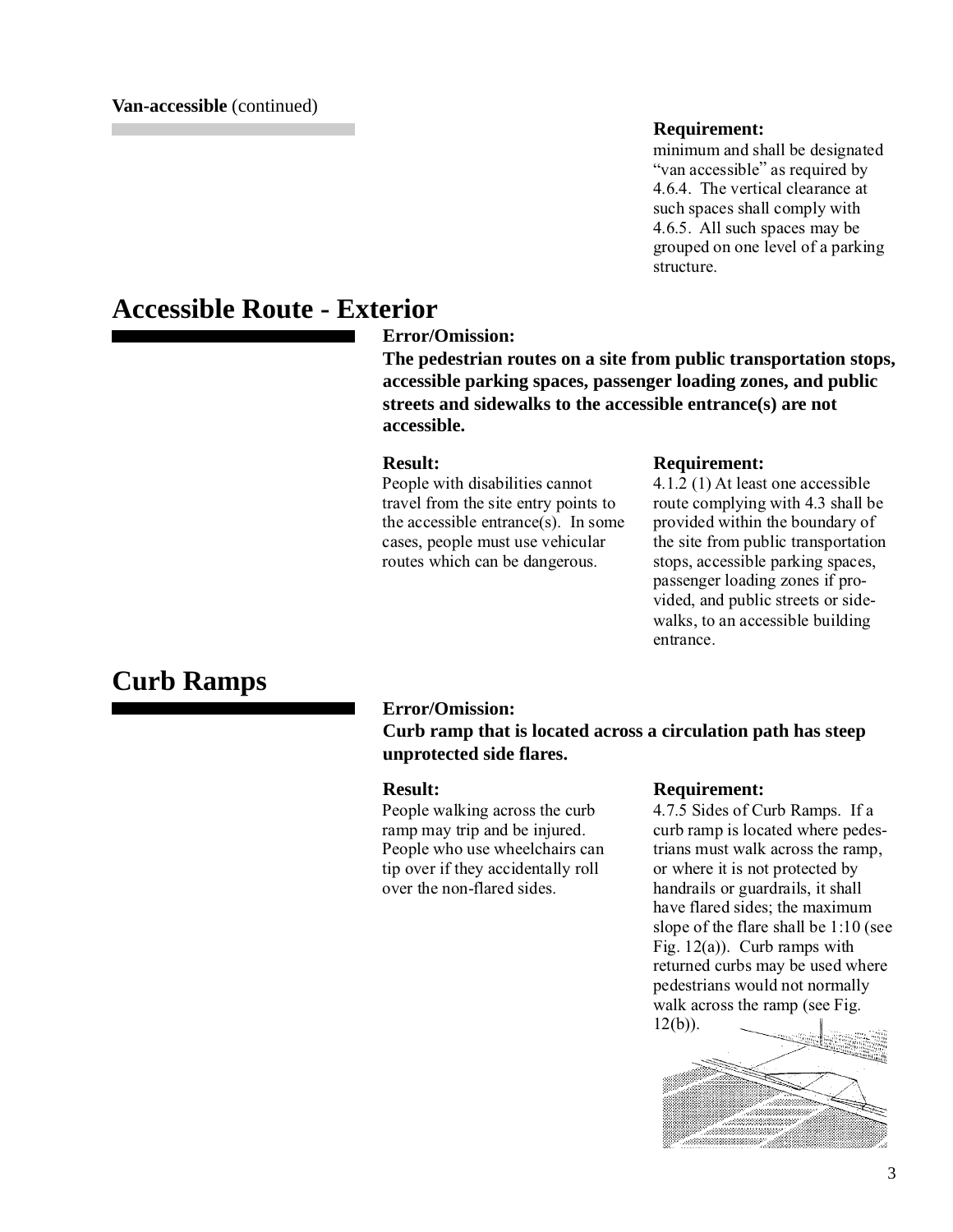**Van-accessible** (continued)

**Requirement:**

minimum and shall be designated "van accessible" as required by 4.6.4. The vertical clearance at such spaces shall comply with 4.6.5. All such spaces may be grouped on one level of a parking structure.

## Accessible Route - Exterior

**Error/Omission:**

**The pedestrian routes on a site from public transportation stops, accessible parking spaces, passenger loading zones, and public streets and sidewalks to the accessible entrance(s) are not accessible.**

**Result:**

People with disabilities cannot travel from the site entry points to the accessible entrance(s). In some cases, people must use vehicular routes which can be dangerous.

**Requirement:**

4.1.2 (1) At least one accessible route complying with 4.3 shall be provided within the boundary of the site from public transportation stops, accessible parking spaces, passenger loading zones if provided, and public streets or sidewalks, to an accessible building entrance.

## Curb Ramps

**Error/Omission:**

**Curb ramp that is located across a circulation path has steep unprotected side flares.**

**Result:**

People walking across the curb ramp may trip and be injured. People who use wheelchairs can tip over if they accidentally roll over the non-flared sides.

**Requirement:**

4.7.5 Sides of Curb Ramps. If a curb ramp is located where pedestrians must walk across the ramp, or where it is not protected by handrails or guardrails, it shall have flared sides; the maximum slope of the flare shall be 1:10 (see Fig. 12(a)). Curb ramps with returned curbs may be used where pedestrians would not normally walk across the ramp (see Fig. 12(b)).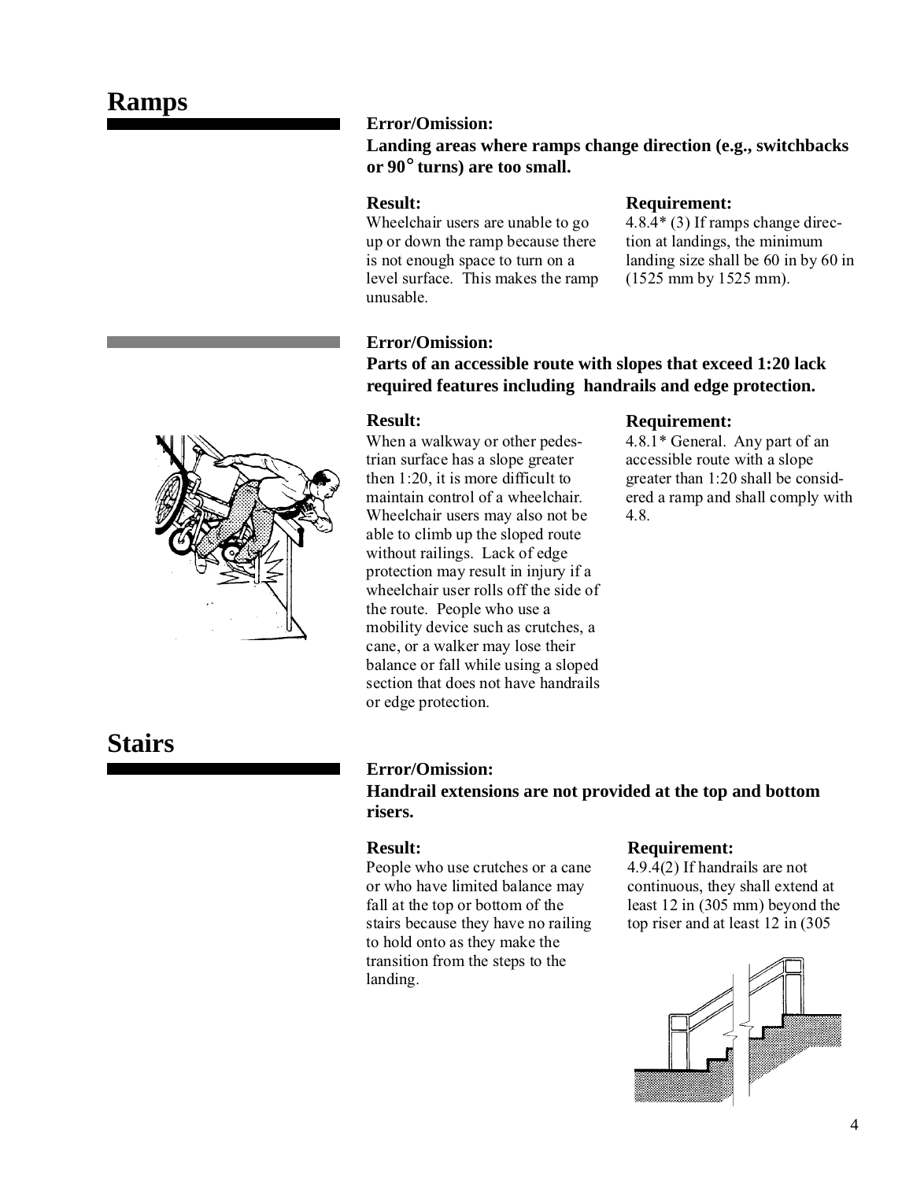## Ramps

**Error/Omission:**
**Landing areas where ramps change direction (e.g., switchbacks or 90° turns) are too small.**

**Result:**
Wheelchair users are unable to go up or down the ramp because there is not enough space to turn on a level surface. This makes the ramp unusable.

**Requirement:**
4.8.4* (3) If ramps change direction at landings, the minimum landing size shall be 60 in by 60 in (1525 mm by 1525 mm).

**Error/Omission:**
**Parts of an accessible route with slopes that exceed 1:20 lack required features including handrails and edge protection.**

**Result:**
When a walkway or other pedestrian surface has a slope greater then 1:20, it is more difficult to maintain control of a wheelchair. Wheelchair users may also not be able to climb up the sloped route without railings. Lack of edge protection may result in injury if a wheelchair user rolls off the side of the route. People who use a mobility device such as crutches, a cane, or a walker may lose their balance or fall while using a sloped section that does not have handrails or edge protection.

**Requirement:**
4.8.1* General. Any part of an accessible route with a slope greater than 1:20 shall be considered a ramp and shall comply with 4.8.

## Stairs

**Error/Omission:**
**Handrail extensions are not provided at the top and bottom risers.**

**Result:**
People who use crutches or a cane or who have limited balance may fall at the top or bottom of the stairs because they have no railing to hold onto as they make the transition from the steps to the landing.

**Requirement:**
4.9.4(2) If handrails are not continuous, they shall extend at least 12 in (305 mm) beyond the top riser and at least 12 in (305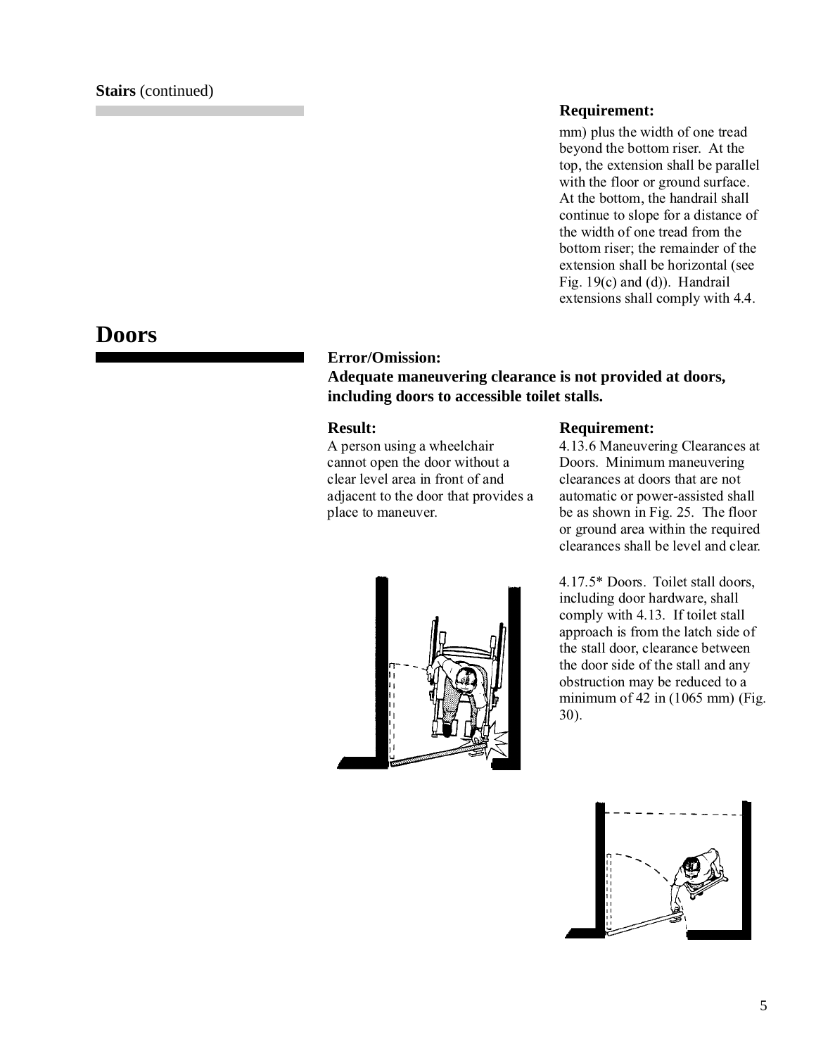**Stairs** (continued)

**Requirement:**

mm) plus the width of one tread beyond the bottom riser. At the top, the extension shall be parallel with the floor or ground surface. At the bottom, the handrail shall continue to slope for a distance of the width of one tread from the bottom riser; the remainder of the extension shall be horizontal (see Fig. 19(c) and (d)). Handrail extensions shall comply with 4.4.

# Doors

**Error/Omission:**
**Adequate maneuvering clearance is not provided at doors, including doors to accessible toilet stalls.**

**Result:**
A person using a wheelchair cannot open the door without a clear level area in front of and adjacent to the door that provides a place to maneuver.

**Requirement:**
4.13.6 Maneuvering Clearances at Doors. Minimum maneuvering clearances at doors that are not automatic or power-assisted shall be as shown in Fig. 25. The floor or ground area within the required clearances shall be level and clear.

4.17.5* Doors. Toilet stall doors, including door hardware, shall comply with 4.13. If toilet stall approach is from the latch side of the stall door, clearance between the door side of the stall and any obstruction may be reduced to a minimum of 42 in (1065 mm) (Fig. 30).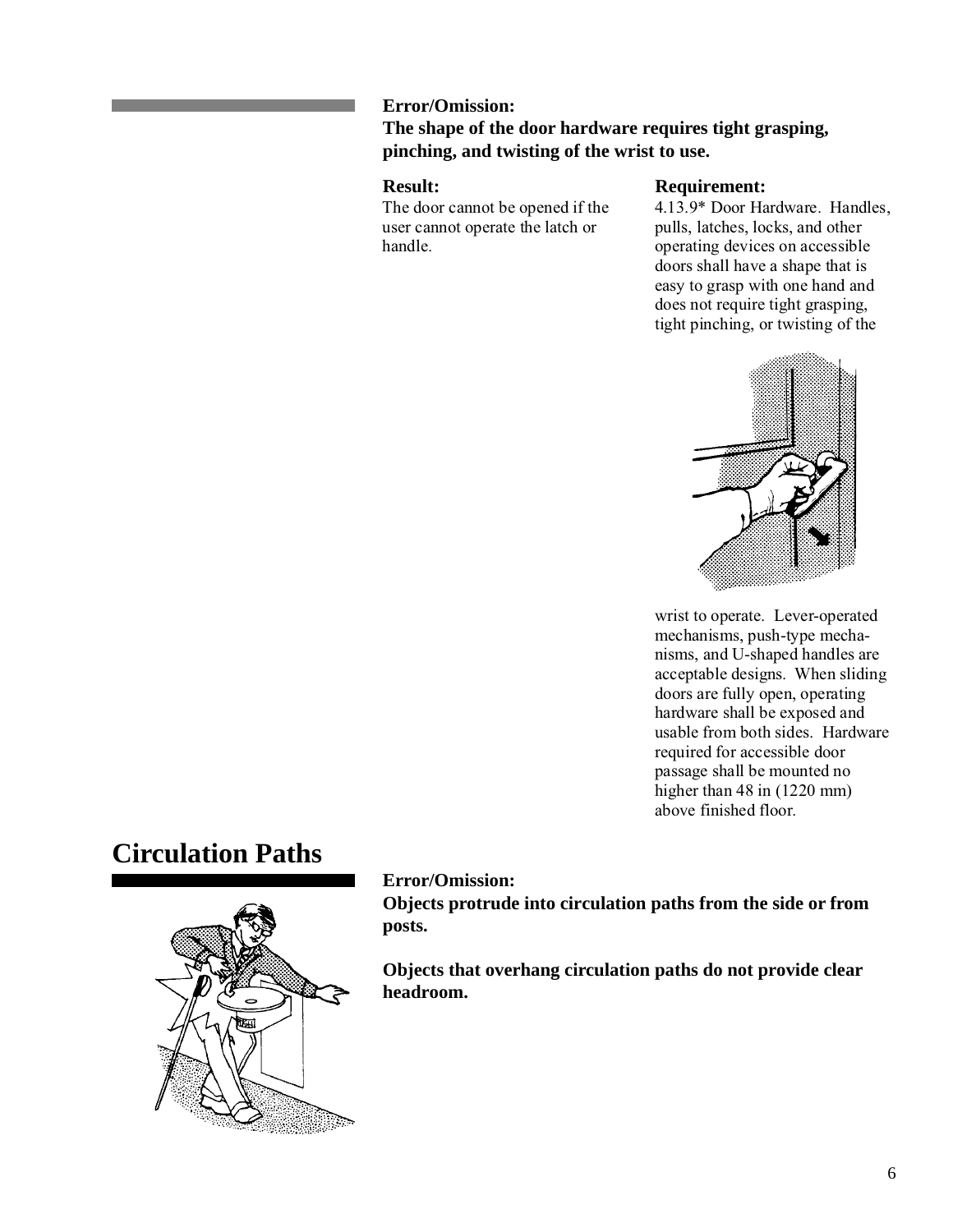**Error/Omission:**
**The shape of the door hardware requires tight grasping, pinching, and twisting of the wrist to use.**

**Result:**
The door cannot be opened if the user cannot operate the latch or handle.

**Requirement:**
4.13.9* Door Hardware. Handles, pulls, latches, locks, and other operating devices on accessible doors shall have a shape that is easy to grasp with one hand and does not require tight grasping, tight pinching, or twisting of the wrist to operate. Lever-operated mechanisms, push-type mechanisms, and U-shaped handles are acceptable designs. When sliding doors are fully open, operating hardware shall be exposed and usable from both sides. Hardware required for accessible door passage shall be mounted no higher than 48 in (1220 mm) above finished floor.

# Circulation Paths

**Error/Omission:**
**Objects protrude into circulation paths from the side or from posts.**

**Objects that overhang circulation paths do not provide clear headroom.**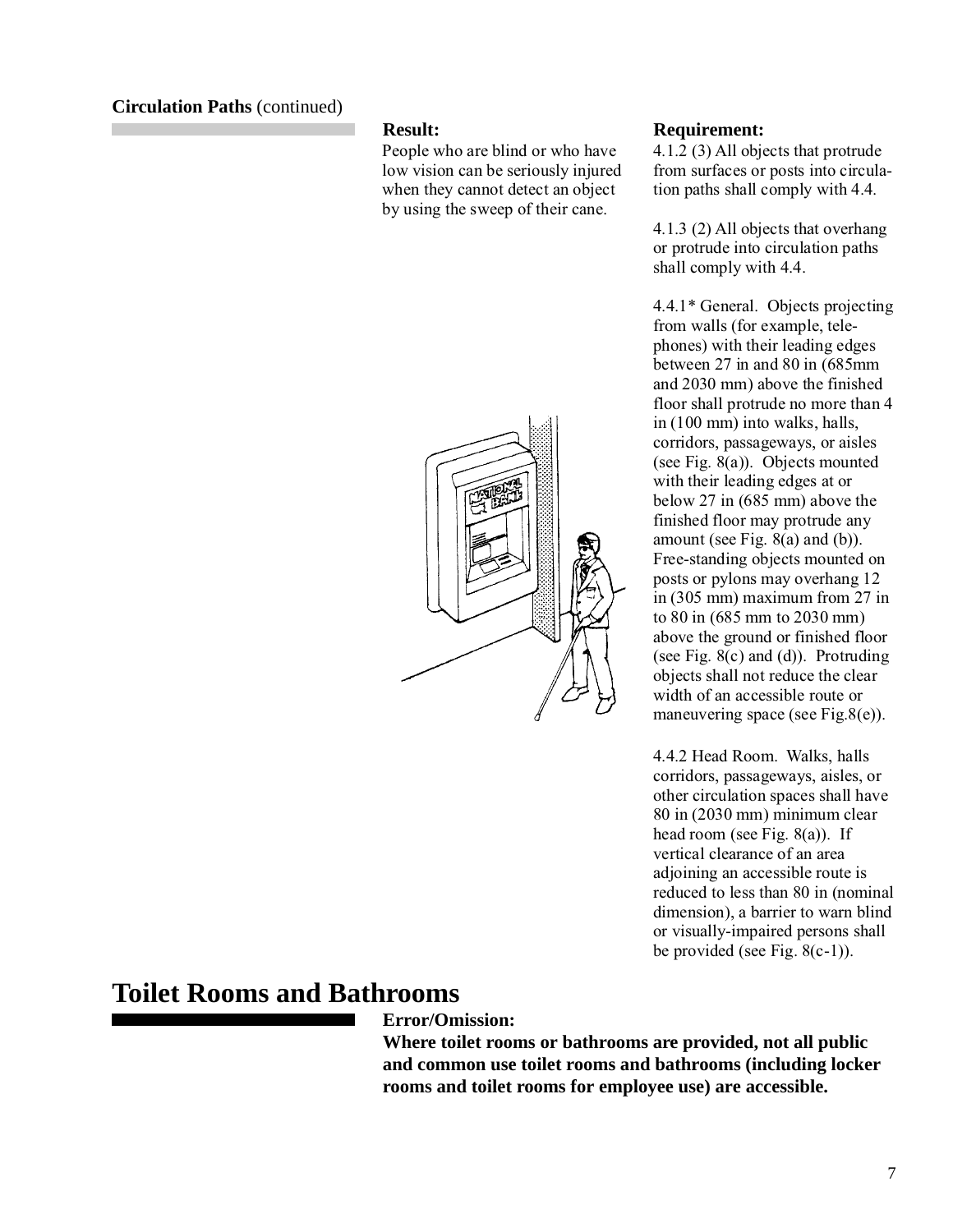**Circulation Paths** (continued)

**Result:**

People who are blind or who have low vision can be seriously injured when they cannot detect an object by using the sweep of their cane.

**Requirement:**

4.1.2 (3) All objects that protrude from surfaces or posts into circulation paths shall comply with 4.4.

4.1.3 (2) All objects that overhang or protrude into circulation paths shall comply with 4.4.

4.4.1* General. Objects projecting from walls (for example, telephones) with their leading edges between 27 in and 80 in (685mm and 2030 mm) above the finished floor shall protrude no more than 4 in (100 mm) into walks, halls, corridors, passageways, or aisles (see Fig. 8(a)). Objects mounted with their leading edges at or below 27 in (685 mm) above the finished floor may protrude any amount (see Fig. 8(a) and (b)). Free-standing objects mounted on posts or pylons may overhang 12 in (305 mm) maximum from 27 in to 80 in (685 mm to 2030 mm) above the ground or finished floor (see Fig. 8(c) and (d)). Protruding objects shall not reduce the clear width of an accessible route or maneuvering space (see Fig.8(e)).

4.4.2 Head Room. Walks, halls corridors, passageways, aisles, or other circulation spaces shall have 80 in (2030 mm) minimum clear head room (see Fig. 8(a)). If vertical clearance of an area adjoining an accessible route is reduced to less than 80 in (nominal dimension), a barrier to warn blind or visually-impaired persons shall be provided (see Fig. 8(c-1)).

# Toilet Rooms and Bathrooms

**Error/Omission:**

**Where toilet rooms or bathrooms are provided, not all public and common use toilet rooms and bathrooms (including locker rooms and toilet rooms for employee use) are accessible.**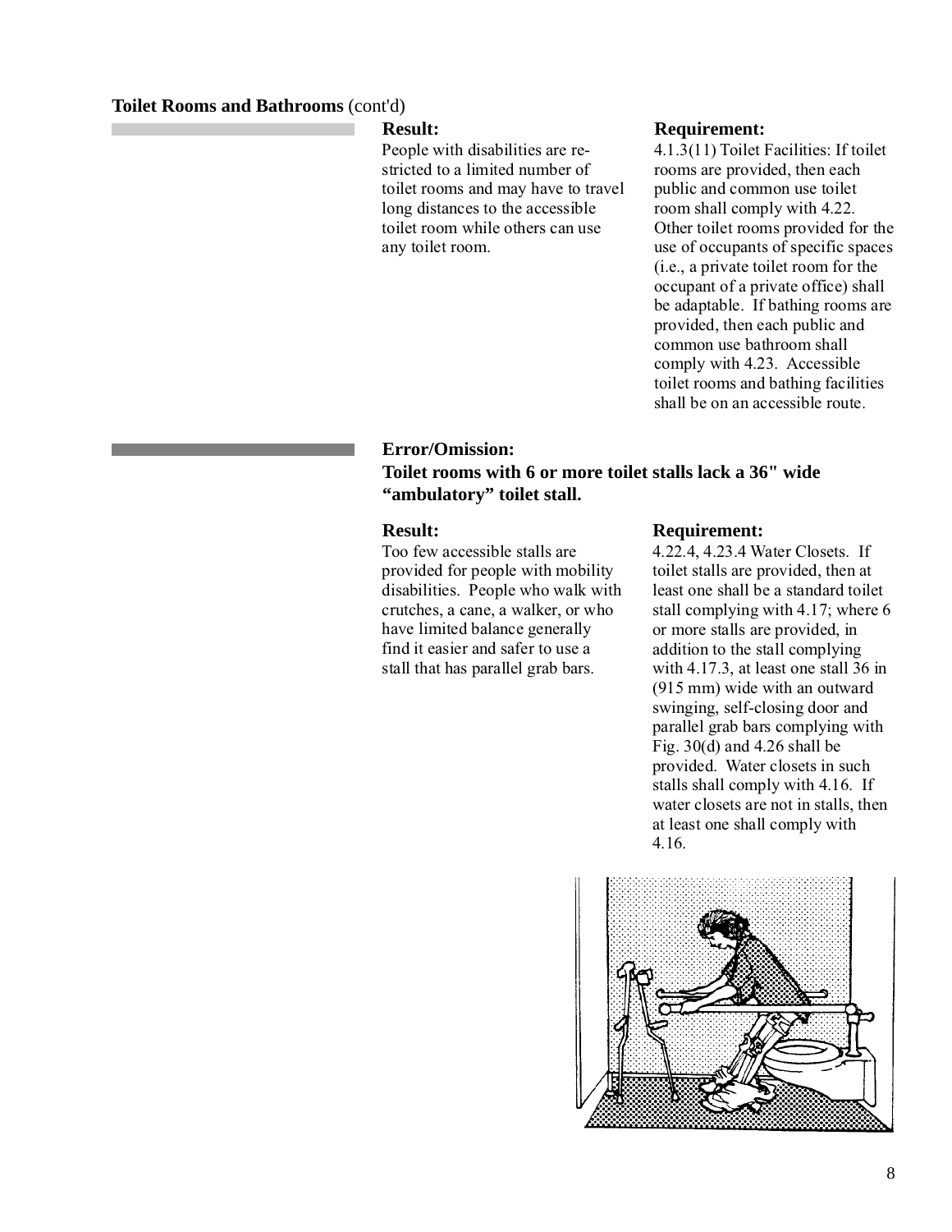**Toilet Rooms and Bathrooms** (cont'd)

**Result:**
People with disabilities are restricted to a limited number of toilet rooms and may have to travel long distances to the accessible toilet room while others can use any toilet room.

**Requirement:**
4.1.3(11) Toilet Facilities: If toilet rooms are provided, then each public and common use toilet room shall comply with 4.22. Other toilet rooms provided for the use of occupants of specific spaces (i.e., a private toilet room for the occupant of a private office) shall be adaptable. If bathing rooms are provided, then each public and common use bathroom shall comply with 4.23. Accessible toilet rooms and bathing facilities shall be on an accessible route.

**Error/Omission:**
**Toilet rooms with 6 or more toilet stalls lack a 36" wide "ambulatory" toilet stall.**

**Result:**
Too few accessible stalls are provided for people with mobility disabilities. People who walk with crutches, a cane, a walker, or who have limited balance generally find it easier and safer to use a stall that has parallel grab bars.

**Requirement:**
4.22.4, 4.23.4 Water Closets. If toilet stalls are provided, then at least one shall be a standard toilet stall complying with 4.17; where 6 or more stalls are provided, in addition to the stall complying with 4.17.3, at least one stall 36 in (915 mm) wide with an outward swinging, self-closing door and parallel grab bars complying with Fig. 30(d) and 4.26 shall be provided. Water closets in such stalls shall comply with 4.16. If water closets are not in stalls, then at least one shall comply with 4.16.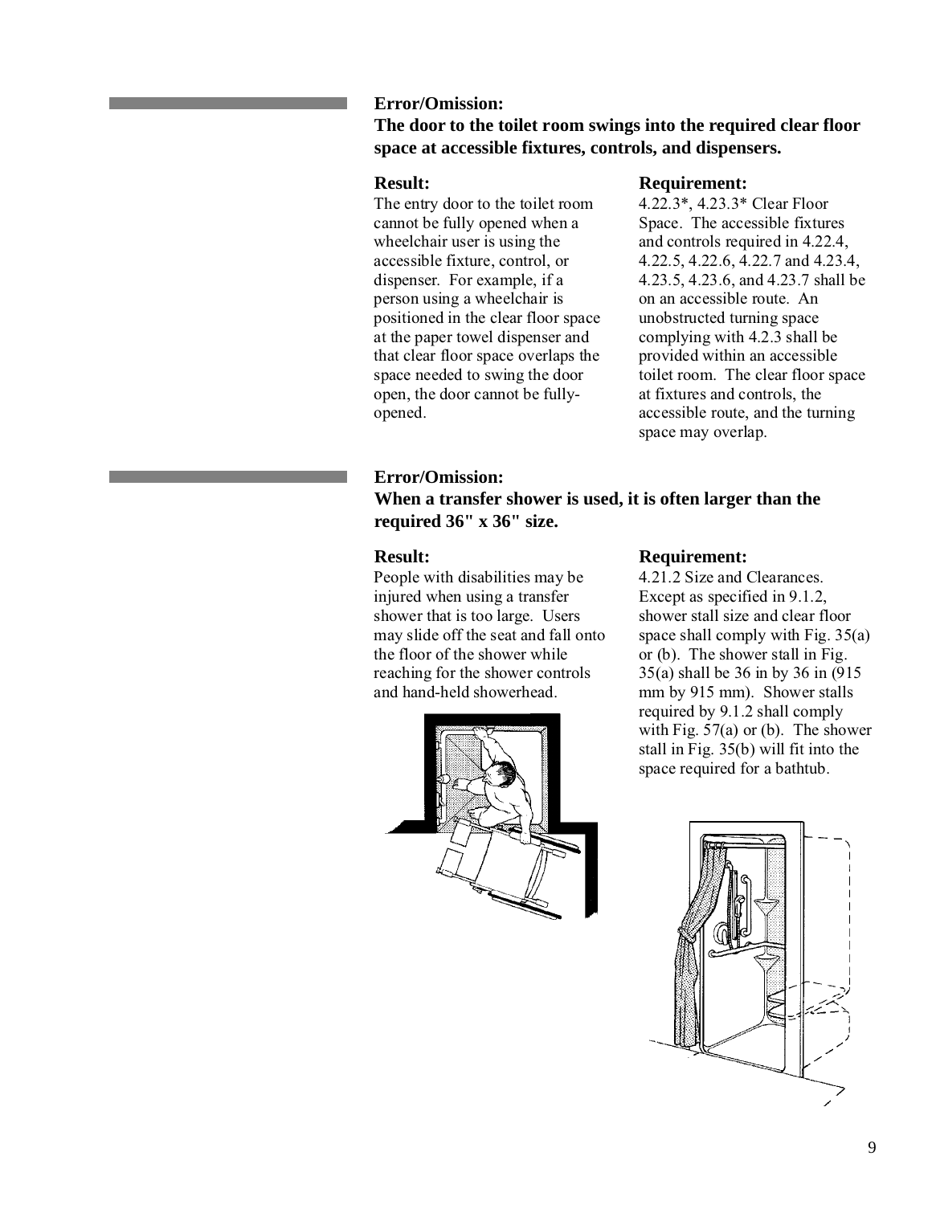**Error/Omission:**
**The door to the toilet room swings into the required clear floor space at accessible fixtures, controls, and dispensers.**

**Result:**
The entry door to the toilet room cannot be fully opened when a wheelchair user is using the accessible fixture, control, or dispenser. For example, if a person using a wheelchair is positioned in the clear floor space at the paper towel dispenser and that clear floor space overlaps the space needed to swing the door open, the door cannot be fully-opened.

**Requirement:**
4.22.3*, 4.23.3* Clear Floor Space. The accessible fixtures and controls required in 4.22.4, 4.22.5, 4.22.6, 4.22.7 and 4.23.4, 4.23.5, 4.23.6, and 4.23.7 shall be on an accessible route. An unobstructed turning space complying with 4.2.3 shall be provided within an accessible toilet room. The clear floor space at fixtures and controls, the accessible route, and the turning space may overlap.

**Error/Omission:**
**When a transfer shower is used, it is often larger than the required 36" x 36" size.**

**Result:**
People with disabilities may be injured when using a transfer shower that is too large. Users may slide off the seat and fall onto the floor of the shower while reaching for the shower controls and hand-held showerhead.

**Requirement:**
4.21.2 Size and Clearances. Except as specified in 9.1.2, shower stall size and clear floor space shall comply with Fig. 35(a) or (b). The shower stall in Fig. 35(a) shall be 36 in by 36 in (915 mm by 915 mm). Shower stalls required by 9.1.2 shall comply with Fig. 57(a) or (b). The shower stall in Fig. 35(b) will fit into the space required for a bathtub.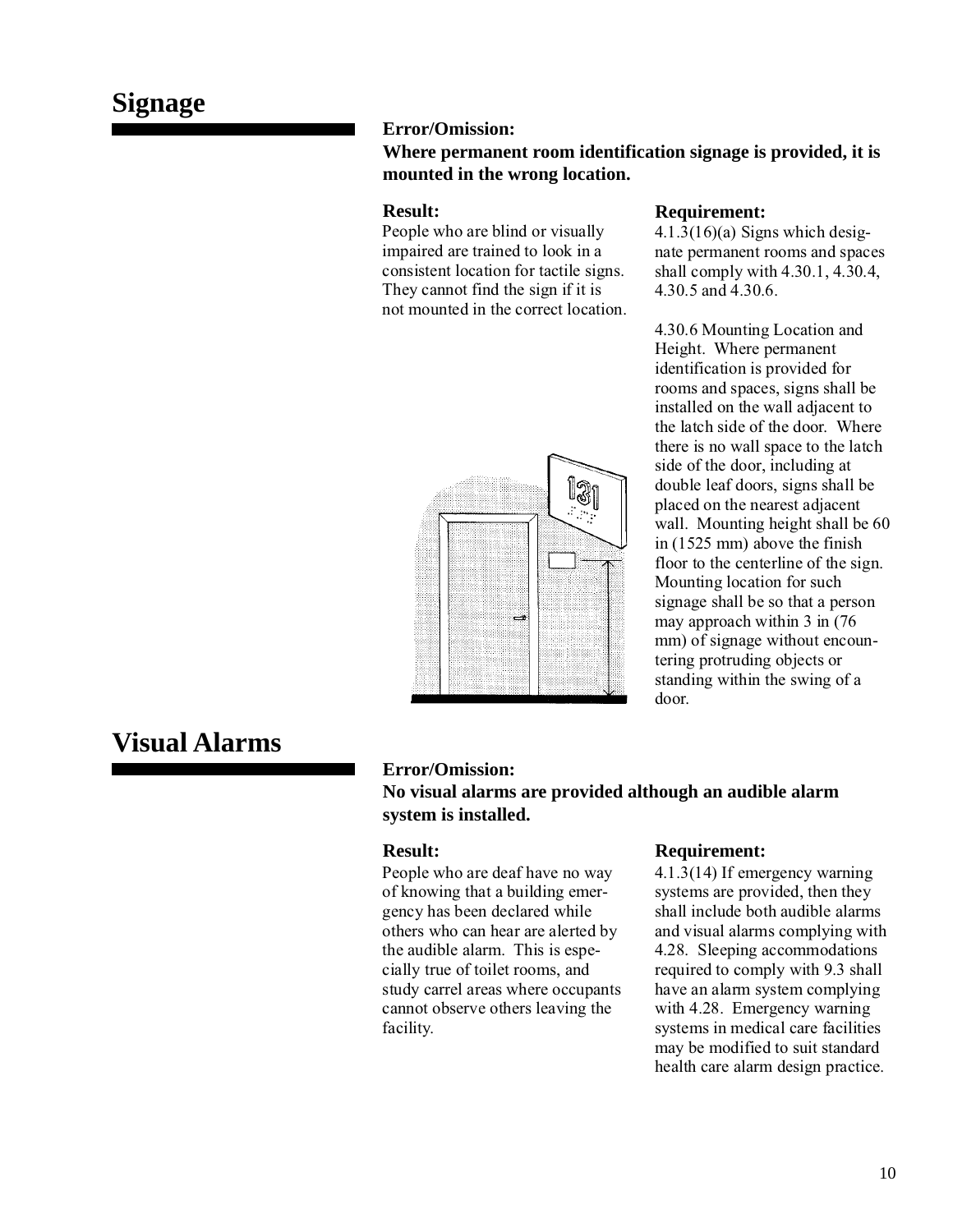## Signage

**Error/Omission:**

**Where permanent room identification signage is provided, it is mounted in the wrong location.**

**Result:**

People who are blind or visually impaired are trained to look in a consistent location for tactile signs. They cannot find the sign if it is not mounted in the correct location.

**Requirement:**

4.1.3(16)(a) Signs which designate permanent rooms and spaces shall comply with 4.30.1, 4.30.4, 4.30.5 and 4.30.6.

4.30.6 Mounting Location and Height. Where permanent identification is provided for rooms and spaces, signs shall be installed on the wall adjacent to the latch side of the door. Where there is no wall space to the latch side of the door, including at double leaf doors, signs shall be placed on the nearest adjacent wall. Mounting height shall be 60 in (1525 mm) above the finish floor to the centerline of the sign. Mounting location for such signage shall be so that a person may approach within 3 in (76 mm) of signage without encountering protruding objects or standing within the swing of a door.

## Visual Alarms

**Error/Omission:**

**No visual alarms are provided although an audible alarm system is installed.**

**Result:**

People who are deaf have no way of knowing that a building emergency has been declared while others who can hear are alerted by the audible alarm. This is especially true of toilet rooms, and study carrel areas where occupants cannot observe others leaving the facility.

**Requirement:**

4.1.3(14) If emergency warning systems are provided, then they shall include both audible alarms and visual alarms complying with 4.28. Sleeping accommodations required to comply with 9.3 shall have an alarm system complying with 4.28. Emergency warning systems in medical care facilities may be modified to suit standard health care alarm design practice.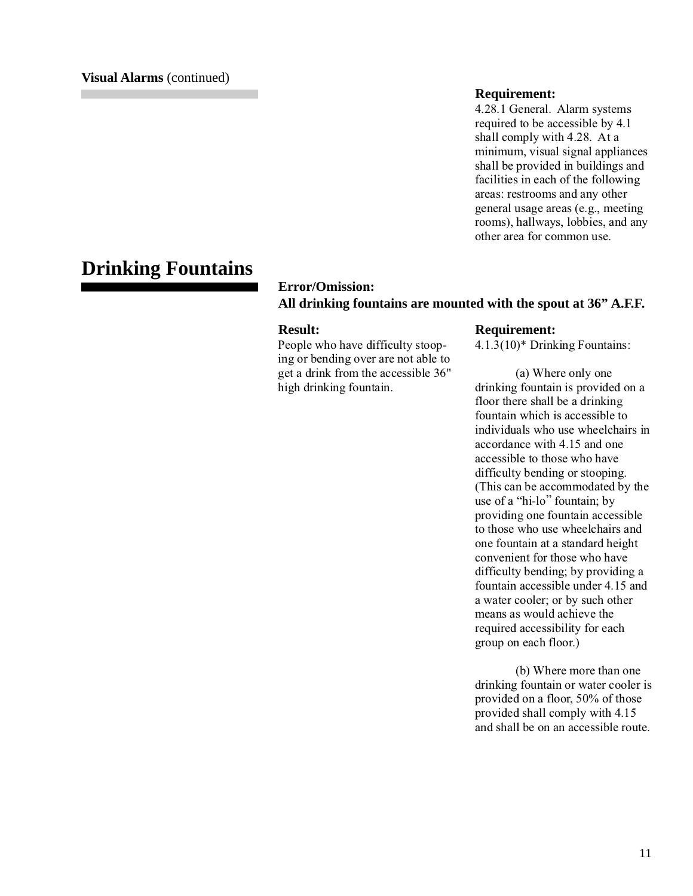**Visual Alarms** (continued)

**Requirement:**

4.28.1 General. Alarm systems required to be accessible by 4.1 shall comply with 4.28. At a minimum, visual signal appliances shall be provided in buildings and facilities in each of the following areas: restrooms and any other general usage areas (e.g., meeting rooms), hallways, lobbies, and any other area for common use.

# Drinking Fountains

**Error/Omission:**
**All drinking fountains are mounted with the spout at 36” A.F.F.**

**Result:**

People who have difficulty stooping or bending over are not able to get a drink from the accessible 36" high drinking fountain.

**Requirement:**

4.1.3(10)* Drinking Fountains:

(a) Where only one drinking fountain is provided on a floor there shall be a drinking fountain which is accessible to individuals who use wheelchairs in accordance with 4.15 and one accessible to those who have difficulty bending or stooping. (This can be accommodated by the use of a “hi-lo” fountain; by providing one fountain accessible to those who use wheelchairs and one fountain at a standard height convenient for those who have difficulty bending; by providing a fountain accessible under 4.15 and a water cooler; or by such other means as would achieve the required accessibility for each group on each floor.)

(b) Where more than one drinking fountain or water cooler is provided on a floor, 50% of those provided shall comply with 4.15 and shall be on an accessible route.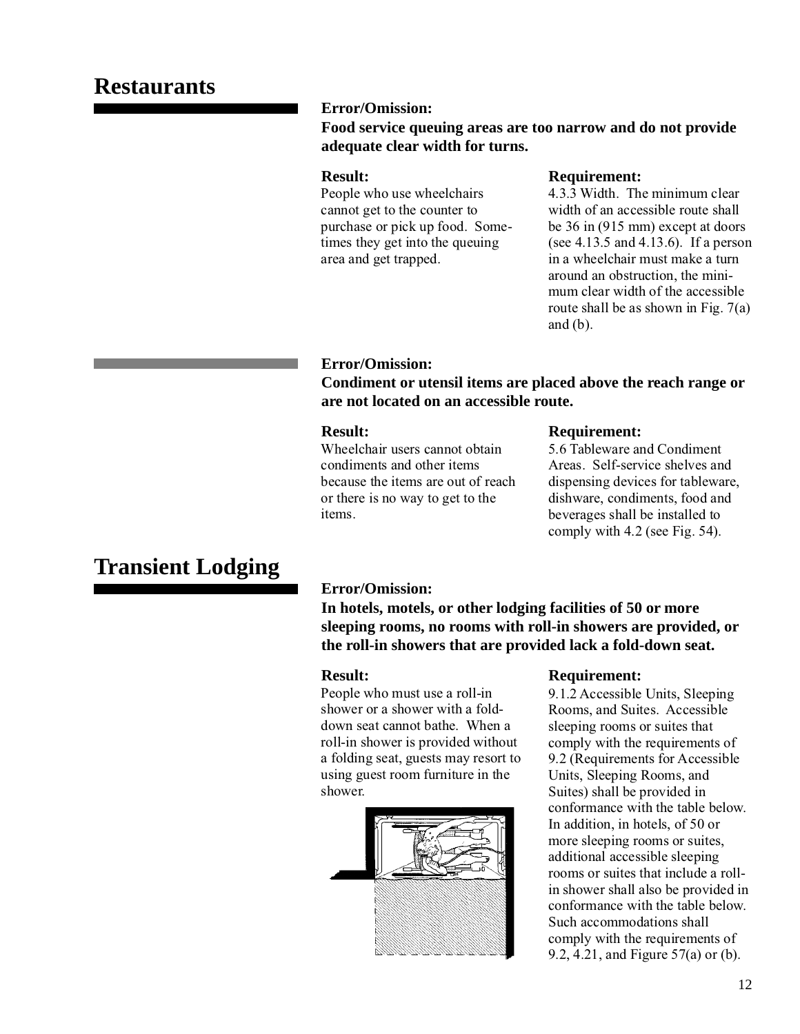# Restaurants

**Error/Omission:**
**Food service queuing areas are too narrow and do not provide adequate clear width for turns.**

**Result:**
People who use wheelchairs cannot get to the counter to purchase or pick up food. Sometimes they get into the queuing area and get trapped.

**Requirement:**
4.3.3 Width. The minimum clear width of an accessible route shall be 36 in (915 mm) except at doors (see 4.13.5 and 4.13.6). If a person in a wheelchair must make a turn around an obstruction, the minimum clear width of the accessible route shall be as shown in Fig. 7(a) and (b).

**Error/Omission:**
**Condiment or utensil items are placed above the reach range or are not located on an accessible route.**

**Result:**
Wheelchair users cannot obtain condiments and other items because the items are out of reach or there is no way to get to the items.

**Requirement:**
5.6 Tableware and Condiment Areas. Self-service shelves and dispensing devices for tableware, dishware, condiments, food and beverages shall be installed to comply with 4.2 (see Fig. 54).

# Transient Lodging

**Error/Omission:**
**In hotels, motels, or other lodging facilities of 50 or more sleeping rooms, no rooms with roll-in showers are provided, or the roll-in showers that are provided lack a fold-down seat.**

**Result:**
People who must use a roll-in shower or a shower with a fold-down seat cannot bathe. When a roll-in shower is provided without a folding seat, guests may resort to using guest room furniture in the shower.

**Requirement:**
9.1.2 Accessible Units, Sleeping Rooms, and Suites. Accessible sleeping rooms or suites that comply with the requirements of 9.2 (Requirements for Accessible Units, Sleeping Rooms, and Suites) shall be provided in conformance with the table below. In addition, in hotels, of 50 or more sleeping rooms or suites, additional accessible sleeping rooms or suites that include a roll-in shower shall also be provided in conformance with the table below. Such accommodations shall comply with the requirements of 9.2, 4.21, and Figure 57(a) or (b).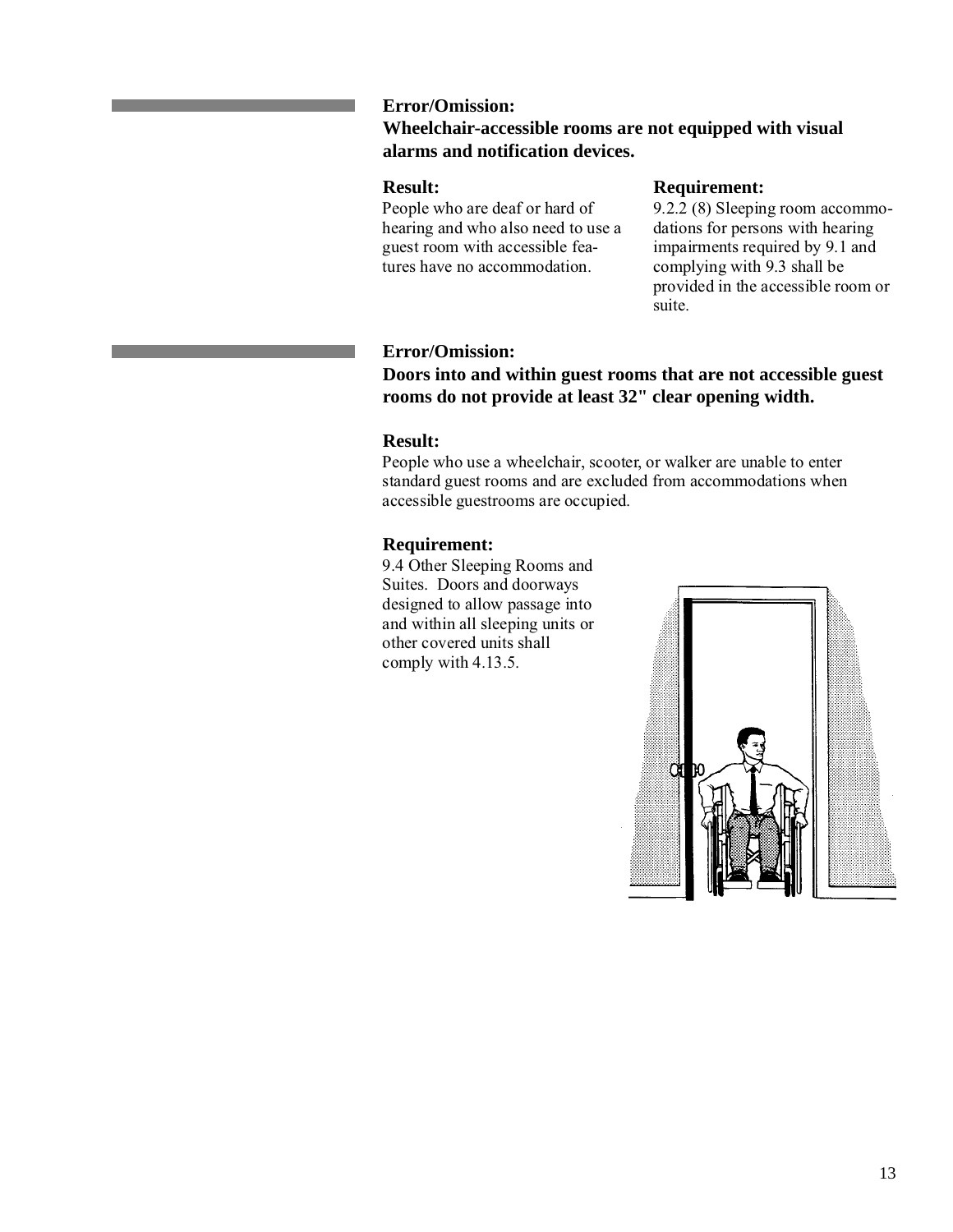**Error/Omission:**

**Wheelchair-accessible rooms are not equipped with visual alarms and notification devices.**

**Result:**

People who are deaf or hard of hearing and who also need to use a guest room with accessible features have no accommodation.

**Requirement:**

9.2.2 (8) Sleeping room accommodations for persons with hearing impairments required by 9.1 and complying with 9.3 shall be provided in the accessible room or suite.

**Error/Omission:**

**Doors into and within guest rooms that are not accessible guest rooms do not provide at least 32" clear opening width.**

**Result:**

People who use a wheelchair, scooter, or walker are unable to enter standard guest rooms and are excluded from accommodations when accessible guestrooms are occupied.

**Requirement:**

9.4 Other Sleeping Rooms and Suites. Doors and doorways designed to allow passage into and within all sleeping units or other covered units shall comply with 4.13.5.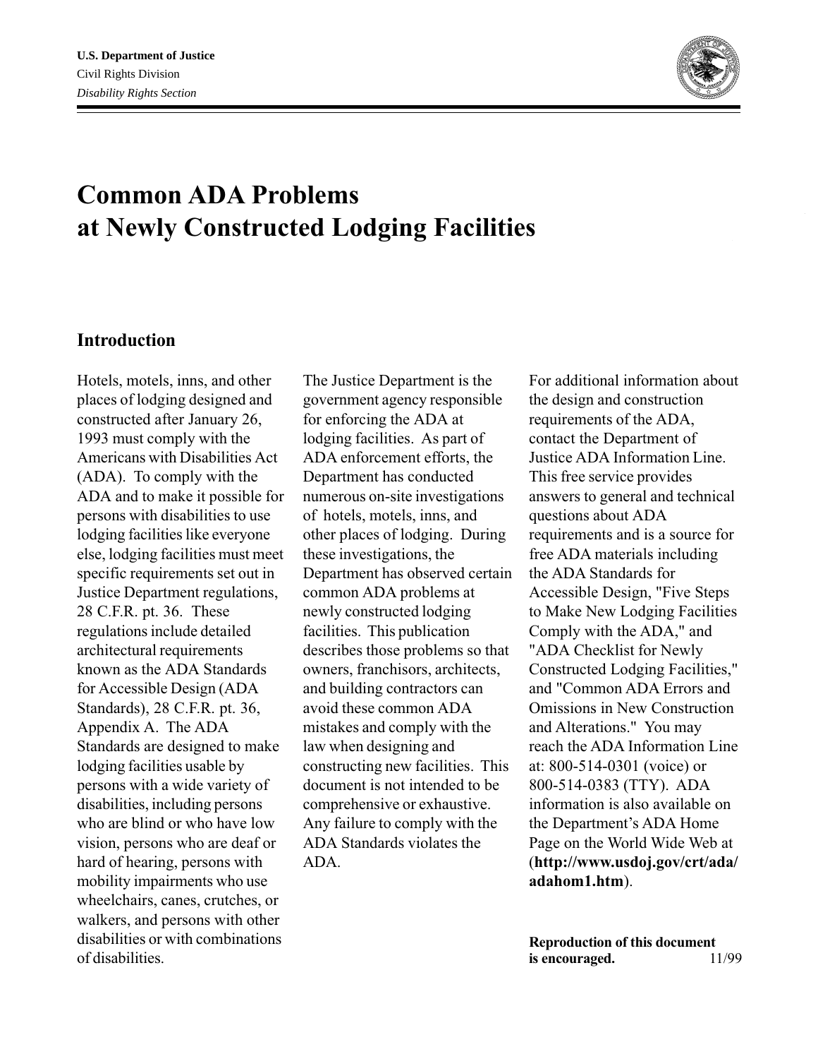U.S. Department of Justice
Civil Rights Division
*Disability Rights Section*

# Common ADA Problems at Newly Constructed Lodging Facilities

## Introduction

Hotels, motels, inns, and other places of lodging designed and constructed after January 26, 1993 must comply with the Americans with Disabilities Act (ADA). To comply with the ADA and to make it possible for persons with disabilities to use lodging facilities like everyone else, lodging facilities must meet specific requirements set out in Justice Department regulations, 28 C.F.R. pt. 36. These regulations include detailed architectural requirements known as the ADA Standards for Accessible Design (ADA Standards), 28 C.F.R. pt. 36, Appendix A. The ADA Standards are designed to make lodging facilities usable by persons with a wide variety of disabilities, including persons who are blind or who have low vision, persons who are deaf or hard of hearing, persons with mobility impairments who use wheelchairs, canes, crutches, or walkers, and persons with other disabilities or with combinations of disabilities.

The Justice Department is the government agency responsible for enforcing the ADA at lodging facilities. As part of ADA enforcement efforts, the Department has conducted numerous on-site investigations of hotels, motels, inns, and other places of lodging. During these investigations, the Department has observed certain common ADA problems at newly constructed lodging facilities. This publication describes those problems so that owners, franchisors, architects, and building contractors can avoid these common ADA mistakes and comply with the law when designing and constructing new facilities. This document is not intended to be comprehensive or exhaustive. Any failure to comply with the ADA Standards violates the ADA.

For additional information about the design and construction requirements of the ADA, contact the Department of Justice ADA Information Line. This free service provides answers to general and technical questions about ADA requirements and is a source for free ADA materials including the ADA Standards for Accessible Design, "Five Steps to Make New Lodging Facilities Comply with the ADA," and "ADA Checklist for Newly Constructed Lodging Facilities," and "Common ADA Errors and Omissions in New Construction and Alterations." You may reach the ADA Information Line at: 800-514-0301 (voice) or 800-514-0383 (TTY). ADA information is also available on the Department's ADA Home Page on the World Wide Web at (**http://www.usdoj.gov/crt/ada/adahom1.htm**).

**Reproduction of this document is encouraged.** 11/99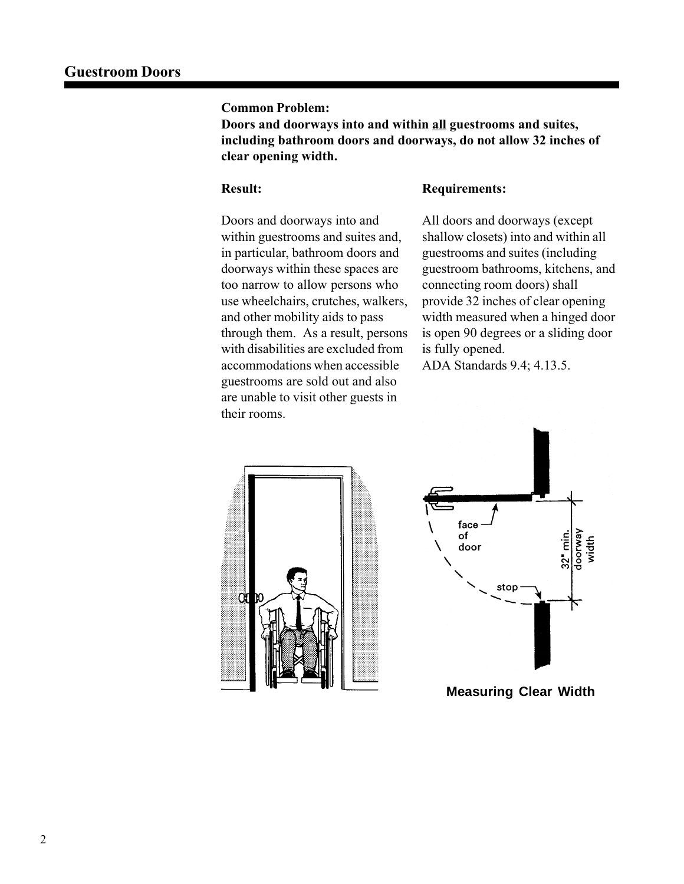## Guestroom Doors

**Common Problem:**
**Doors and doorways into and within <u>all</u> guestrooms and suites, including bathroom doors and doorways, do not allow 32 inches of clear opening width.**

**Result:**

Doors and doorways into and within guestrooms and suites and, in particular, bathroom doors and doorways within these spaces are too narrow to allow persons who use wheelchairs, crutches, walkers, and other mobility aids to pass through them. As a result, persons with disabilities are excluded from accommodations when accessible guestrooms are sold out and also are unable to visit other guests in their rooms.

**Requirements:**

All doors and doorways (except shallow closets) into and within all guestrooms and suites (including guestroom bathrooms, kitchens, and connecting room doors) shall provide 32 inches of clear opening width measured when a hinged door is open 90 degrees or a sliding door is fully opened.
ADA Standards 9.4; 4.13.5.

face of door

stop

32" min. doorway width

**Measuring Clear Width**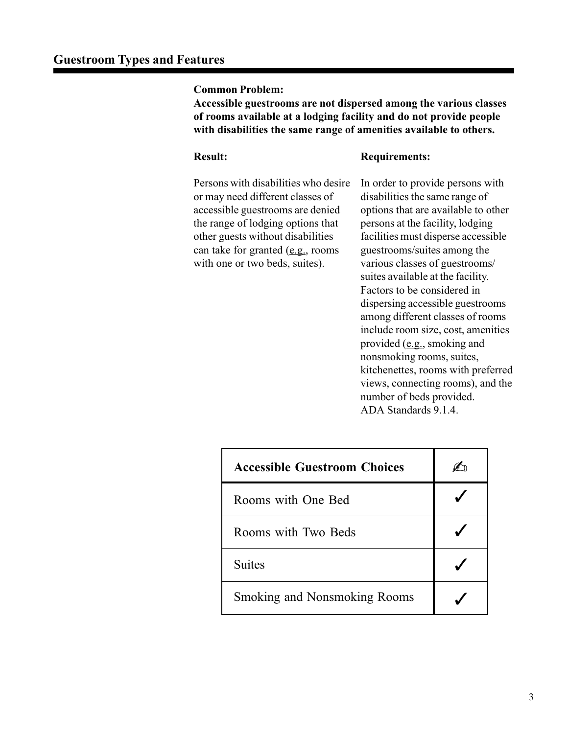## Guestroom Types and Features

**Common Problem:**
**Accessible guestrooms are not dispersed among the various classes of rooms available at a lodging facility and do not provide people with disabilities the same range of amenities available to others.**

**Result:**

Persons with disabilities who desire or may need different classes of accessible guestrooms are denied the range of lodging options that other guests without disabilities can take for granted (e.g., rooms with one or two beds, suites).

**Requirements:**

In order to provide persons with disabilities the same range of options that are available to other persons at the facility, lodging facilities must disperse accessible guestrooms/suites among the various classes of guestrooms/suites available at the facility. Factors to be considered in dispersing accessible guestrooms among different classes of rooms include room size, cost, amenities provided (e.g., smoking and nonsmoking rooms, suites, kitchenettes, rooms with preferred views, connecting rooms), and the number of beds provided. ADA Standards 9.1.4.

| Accessible Guestroom Choices | ✍ |
|---|---|
| Rooms with One Bed | ✓ |
| Rooms with Two Beds | ✓ |
| Suites | ✓ |
| Smoking and Nonsmoking Rooms | ✓ |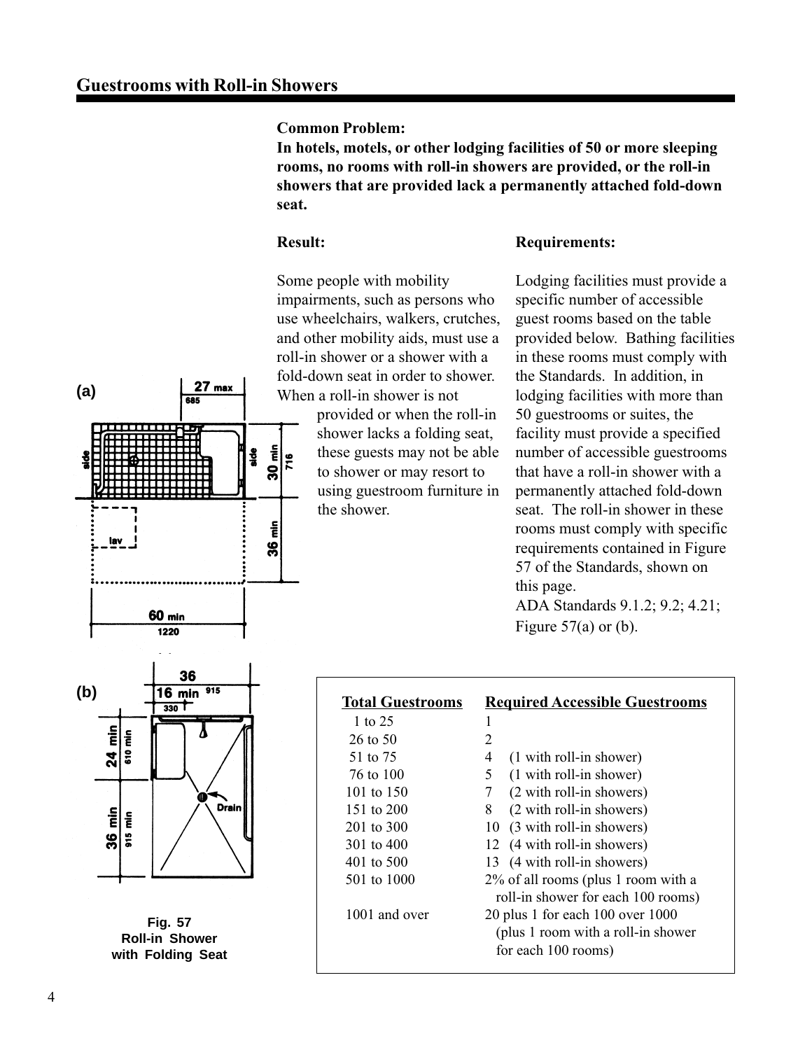## Guestrooms with Roll-in Showers

**Common Problem:**
**In hotels, motels, or other lodging facilities of 50 or more sleeping rooms, no rooms with roll-in showers are provided, or the roll-in showers that are provided lack a permanently attached fold-down seat.**

**Result:**

Some people with mobility impairments, such as persons who use wheelchairs, walkers, crutches, and other mobility aids, must use a roll-in shower or a shower with a fold-down seat in order to shower. When a roll-in shower is not provided or when the roll-in shower lacks a folding seat, these guests may not be able to shower or may resort to using guestroom furniture in the shower.

**Requirements:**

Lodging facilities must provide a specific number of accessible guest rooms based on the table provided below. Bathing facilities in these rooms must comply with the Standards. In addition, in lodging facilities with more than 50 guestrooms or suites, the facility must provide a specified number of accessible guestrooms that have a roll-in shower with a permanently attached fold-down seat. The roll-in shower in these rooms must comply with specific requirements contained in Figure 57 of the Standards, shown on this page.
ADA Standards 9.1.2; 9.2; 4.21; Figure 57(a) or (b).

| Total Guestrooms | Required Accessible Guestrooms |
|---|---|
| 1 to 25 | 1 |
| 26 to 50 | 2 |
| 51 to 75 | 4 (1 with roll-in shower) |
| 76 to 100 | 5 (1 with roll-in shower) |
| 101 to 150 | 7 (2 with roll-in showers) |
| 151 to 200 | 8 (2 with roll-in showers) |
| 201 to 300 | 10 (3 with roll-in showers) |
| 301 to 400 | 12 (4 with roll-in showers) |
| 401 to 500 | 13 (4 with roll-in showers) |
| 501 to 1000 | 2% of all rooms (plus 1 room with a roll-in shower for each 100 rooms) |
| 1001 and over | 20 plus 1 for each 100 over 1000 (plus 1 room with a roll-in shower for each 100 rooms) |

Fig. 57
Roll-in Shower
with Folding Seat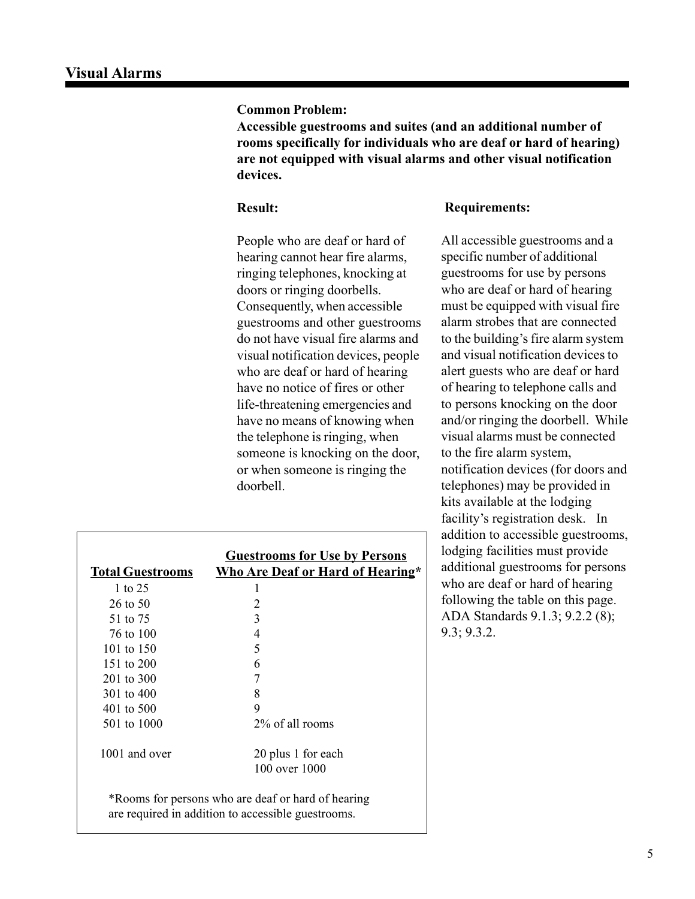## Visual Alarms

**Common Problem:**
**Accessible guestrooms and suites (and an additional number of rooms specifically for individuals who are deaf or hard of hearing) are not equipped with visual alarms and other visual notification devices.**

**Result:**

People who are deaf or hard of hearing cannot hear fire alarms, ringing telephones, knocking at doors or ringing doorbells. Consequently, when accessible guestrooms and other guestrooms do not have visual fire alarms and visual notification devices, people who are deaf or hard of hearing have no notice of fires or other life-threatening emergencies and have no means of knowing when the telephone is ringing, when someone is knocking on the door, or when someone is ringing the doorbell.

**Requirements:**

All accessible guestrooms and a specific number of additional guestrooms for use by persons who are deaf or hard of hearing must be equipped with visual fire alarm strobes that are connected to the building's fire alarm system and visual notification devices to alert guests who are deaf or hard of hearing to telephone calls and to persons knocking on the door and/or ringing the doorbell. While visual alarms must be connected to the fire alarm system, notification devices (for doors and telephones) may be provided in kits available at the lodging facility's registration desk. In addition to accessible guestrooms, lodging facilities must provide additional guestrooms for persons who are deaf or hard of hearing following the table on this page. ADA Standards 9.1.3; 9.2.2 (8); 9.3; 9.3.2.

| Total Guestrooms | Guestrooms for Use by Persons Who Are Deaf or Hard of Hearing* |
|---|---|
| 1 to 25 | 1 |
| 26 to 50 | 2 |
| 51 to 75 | 3 |
| 76 to 100 | 4 |
| 101 to 150 | 5 |
| 151 to 200 | 6 |
| 201 to 300 | 7 |
| 301 to 400 | 8 |
| 401 to 500 | 9 |
| 501 to 1000 | 2% of all rooms |
| 1001 and over | 20 plus 1 for each 100 over 1000 |

*Rooms for persons who are deaf or hard of hearing are required in addition to accessible guestrooms.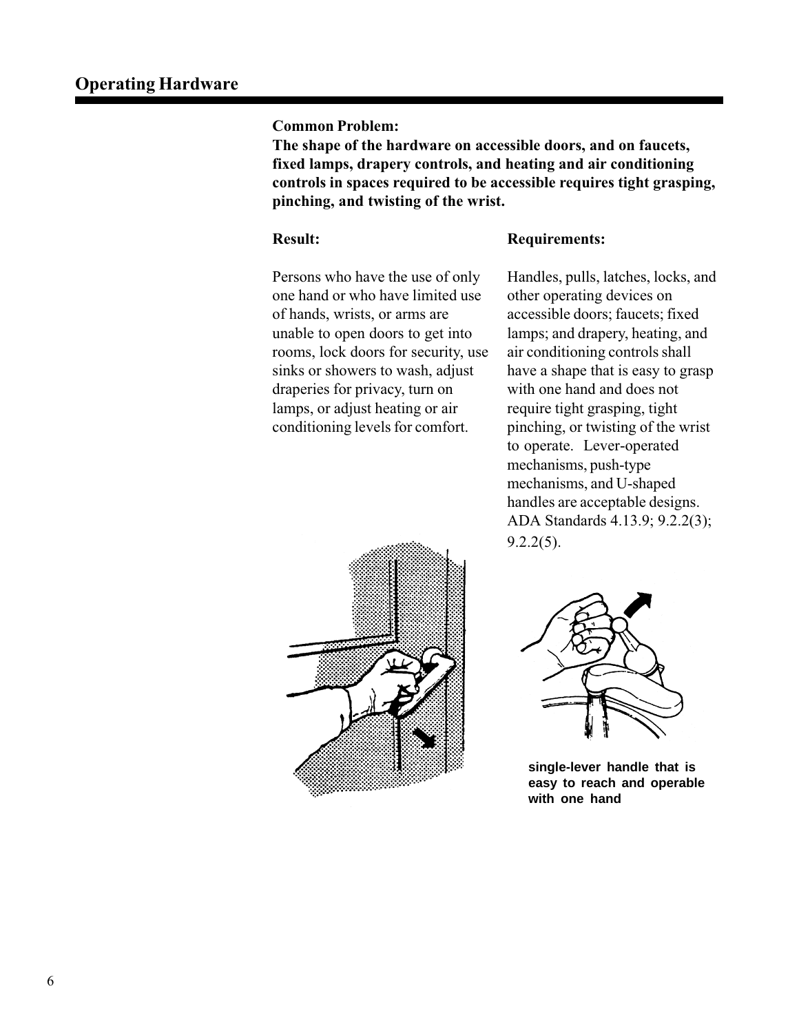## Operating Hardware

**Common Problem:**
**The shape of the hardware on accessible doors, and on faucets, fixed lamps, drapery controls, and heating and air conditioning controls in spaces required to be accessible requires tight grasping, pinching, and twisting of the wrist.**

**Result:**

Persons who have the use of only one hand or who have limited use of hands, wrists, or arms are unable to open doors to get into rooms, lock doors for security, use sinks or showers to wash, adjust draperies for privacy, turn on lamps, or adjust heating or air conditioning levels for comfort.

**Requirements:**

Handles, pulls, latches, locks, and other operating devices on accessible doors; faucets; fixed lamps; and drapery, heating, and air conditioning controls shall have a shape that is easy to grasp with one hand and does not require tight grasping, tight pinching, or twisting of the wrist to operate. Lever-operated mechanisms, push-type mechanisms, and U-shaped handles are acceptable designs. ADA Standards 4.13.9; 9.2.2(3); 9.2.2(5).

**single-lever handle that is easy to reach and operable with one hand**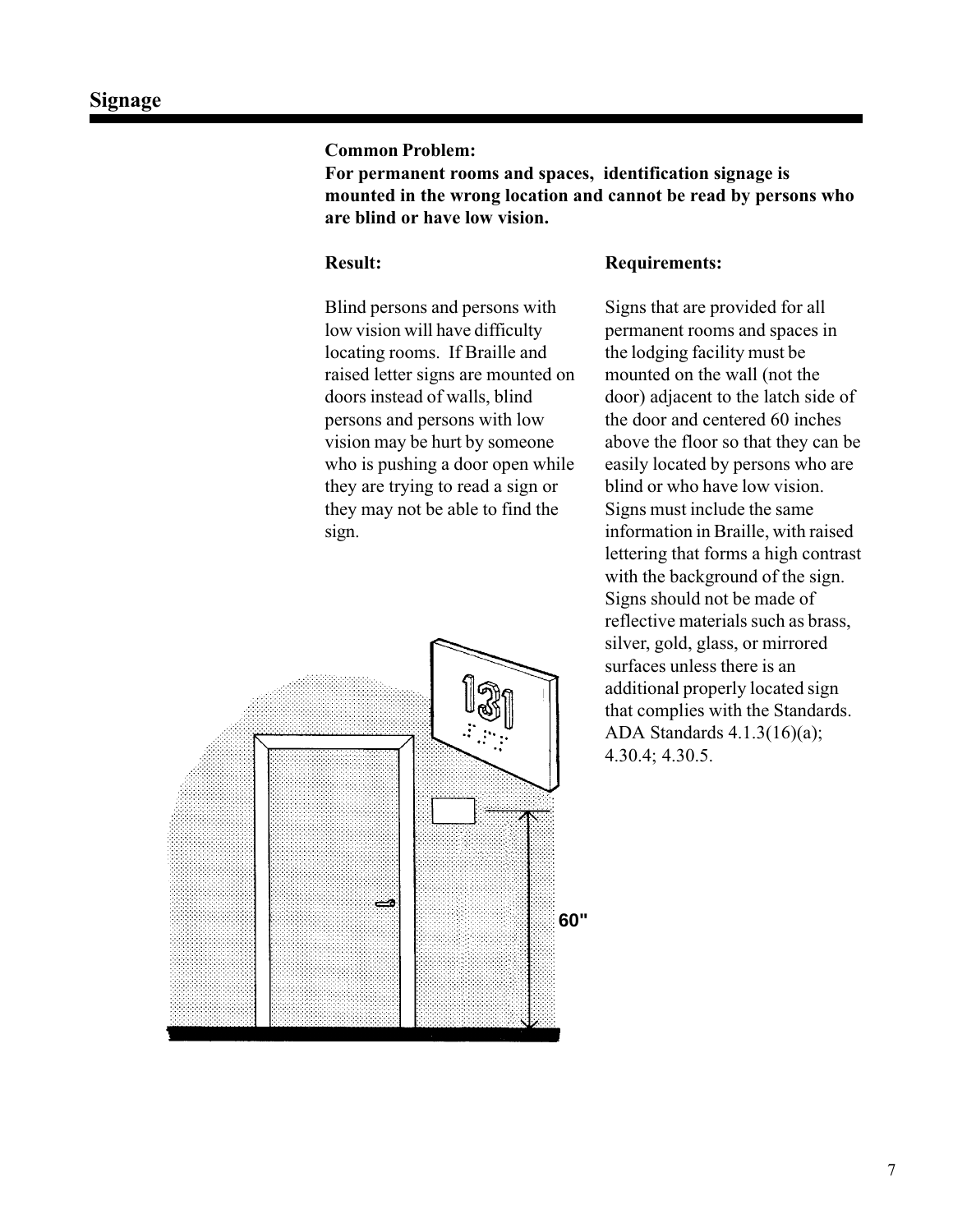## Signage

**Common Problem:**
**For permanent rooms and spaces, identification signage is mounted in the wrong location and cannot be read by persons who are blind or have low vision.**

**Result:**

Blind persons and persons with low vision will have difficulty locating rooms. If Braille and raised letter signs are mounted on doors instead of walls, blind persons and persons with low vision may be hurt by someone who is pushing a door open while they are trying to read a sign or they may not be able to find the sign.

**Requirements:**

Signs that are provided for all permanent rooms and spaces in the lodging facility must be mounted on the wall (not the door) adjacent to the latch side of the door and centered 60 inches above the floor so that they can be easily located by persons who are blind or who have low vision. Signs must include the same information in Braille, with raised lettering that forms a high contrast with the background of the sign. Signs should not be made of reflective materials such as brass, silver, gold, glass, or mirrored surfaces unless there is an additional properly located sign that complies with the Standards. ADA Standards 4.1.3(16)(a); 4.30.4; 4.30.5.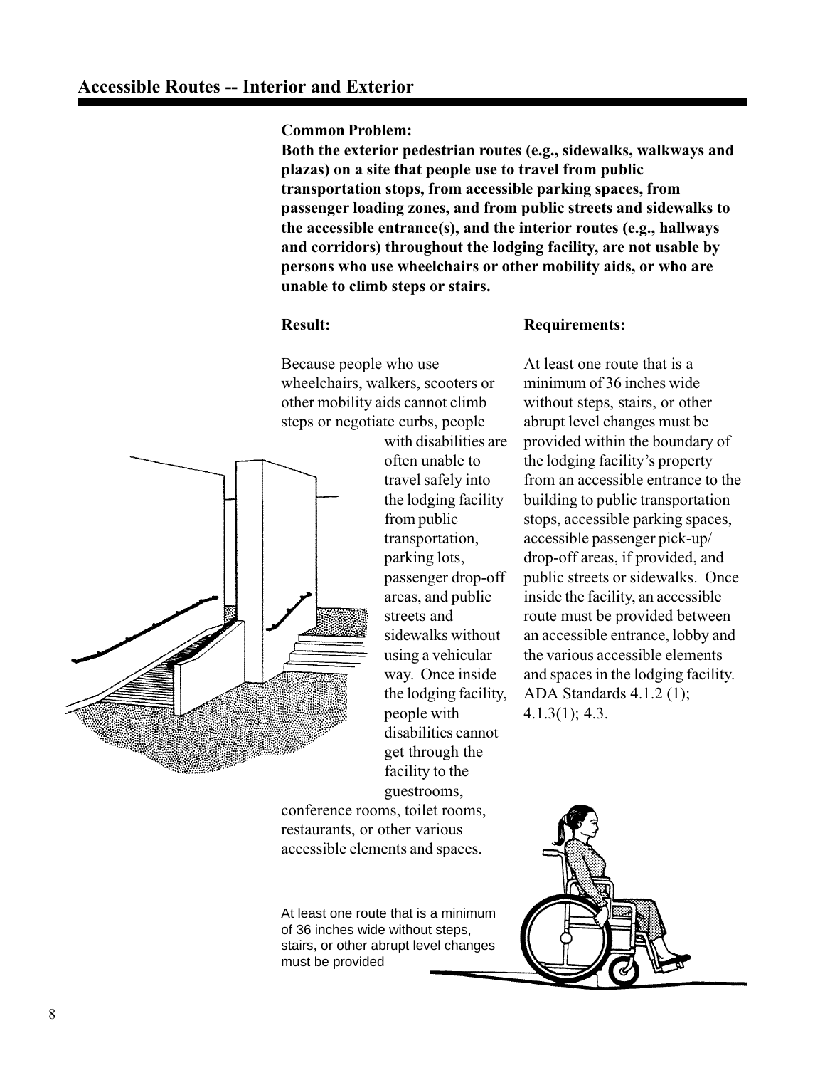## Accessible Routes -- Interior and Exterior

**Common Problem:**
**Both the exterior pedestrian routes (e.g., sidewalks, walkways and plazas) on a site that people use to travel from public transportation stops, from accessible parking spaces, from passenger loading zones, and from public streets and sidewalks to the accessible entrance(s), and the interior routes (e.g., hallways and corridors) throughout the lodging facility, are not usable by persons who use wheelchairs or other mobility aids, or who are unable to climb steps or stairs.**

**Result:**

Because people who use wheelchairs, walkers, scooters or other mobility aids cannot climb steps or negotiate curbs, people with disabilities are often unable to travel safely into the lodging facility from public transportation, parking lots, passenger drop-off areas, and public streets and sidewalks without using a vehicular way. Once inside the lodging facility, people with disabilities cannot get through the facility to the guestrooms, conference rooms, toilet rooms, restaurants, or other various accessible elements and spaces.

**Requirements:**

At least one route that is a minimum of 36 inches wide without steps, stairs, or other abrupt level changes must be provided within the boundary of the lodging facility's property from an accessible entrance to the building to public transportation stops, accessible parking spaces, accessible passenger pick-up/ drop-off areas, if provided, and public streets or sidewalks. Once inside the facility, an accessible route must be provided between an accessible entrance, lobby and the various accessible elements and spaces in the lodging facility. ADA Standards 4.1.2 (1); 4.1.3(1); 4.3.

At least one route that is a minimum of 36 inches wide without steps, stairs, or other abrupt level changes must be provided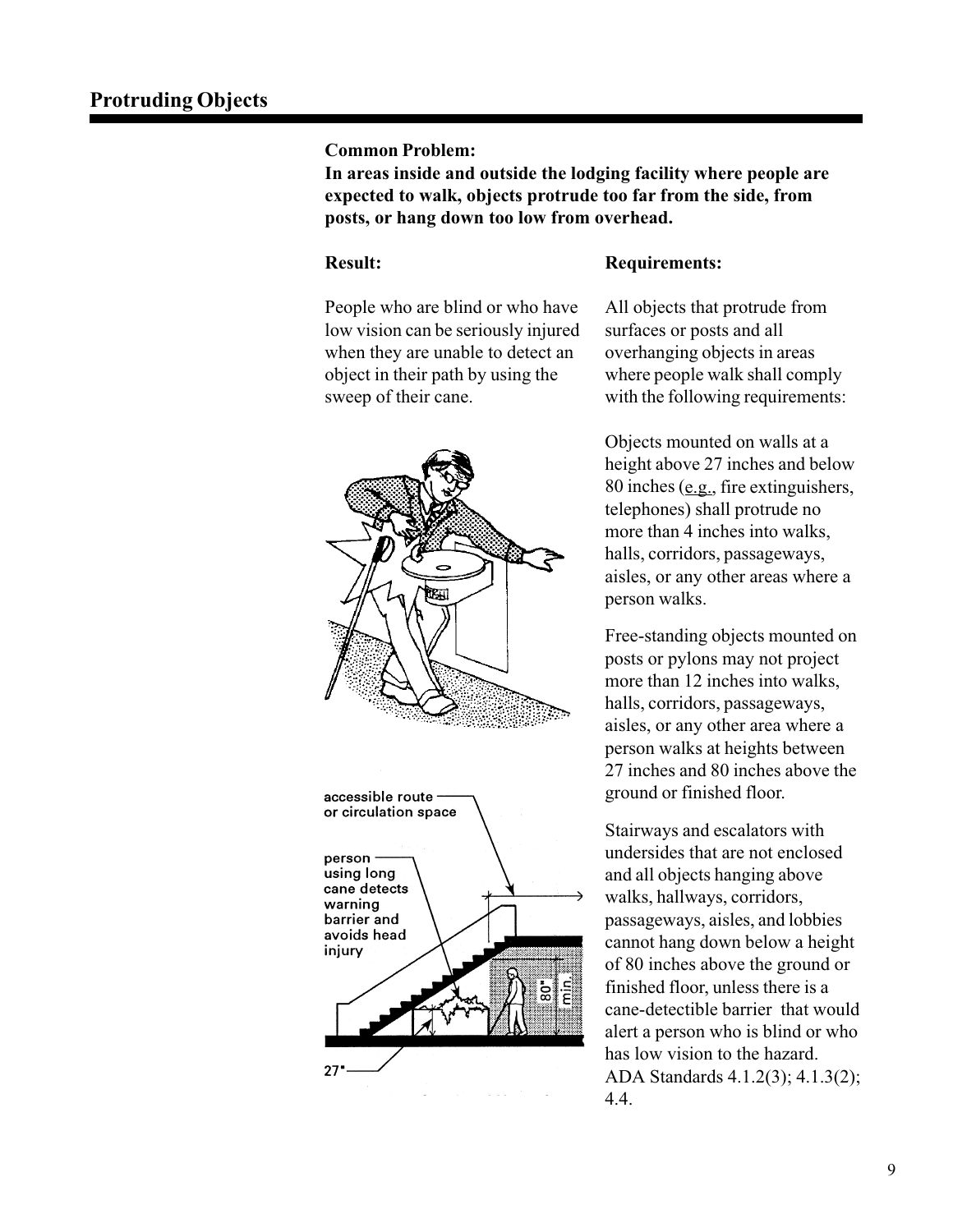## Protruding Objects

**Common Problem:**
**In areas inside and outside the lodging facility where people are expected to walk, objects protrude too far from the side, from posts, or hang down too low from overhead.**

**Result:**

People who are blind or who have low vision can be seriously injured when they are unable to detect an object in their path by using the sweep of their cane.

**Requirements:**

All objects that protrude from surfaces or posts and all overhanging objects in areas where people walk shall comply with the following requirements:

Objects mounted on walls at a height above 27 inches and below 80 inches (e.g., fire extinguishers, telephones) shall protrude no more than 4 inches into walks, halls, corridors, passageways, aisles, or any other areas where a person walks.

Free-standing objects mounted on posts or pylons may not project more than 12 inches into walks, halls, corridors, passageways, aisles, or any other area where a person walks at heights between 27 inches and 80 inches above the ground or finished floor.

Stairways and escalators with undersides that are not enclosed and all objects hanging above walks, hallways, corridors, passageways, aisles, and lobbies cannot hang down below a height of 80 inches above the ground or finished floor, unless there is a cane-detectible barrier that would alert a person who is blind or who has low vision to the hazard. ADA Standards 4.1.2(3); 4.1.3(2); 4.4.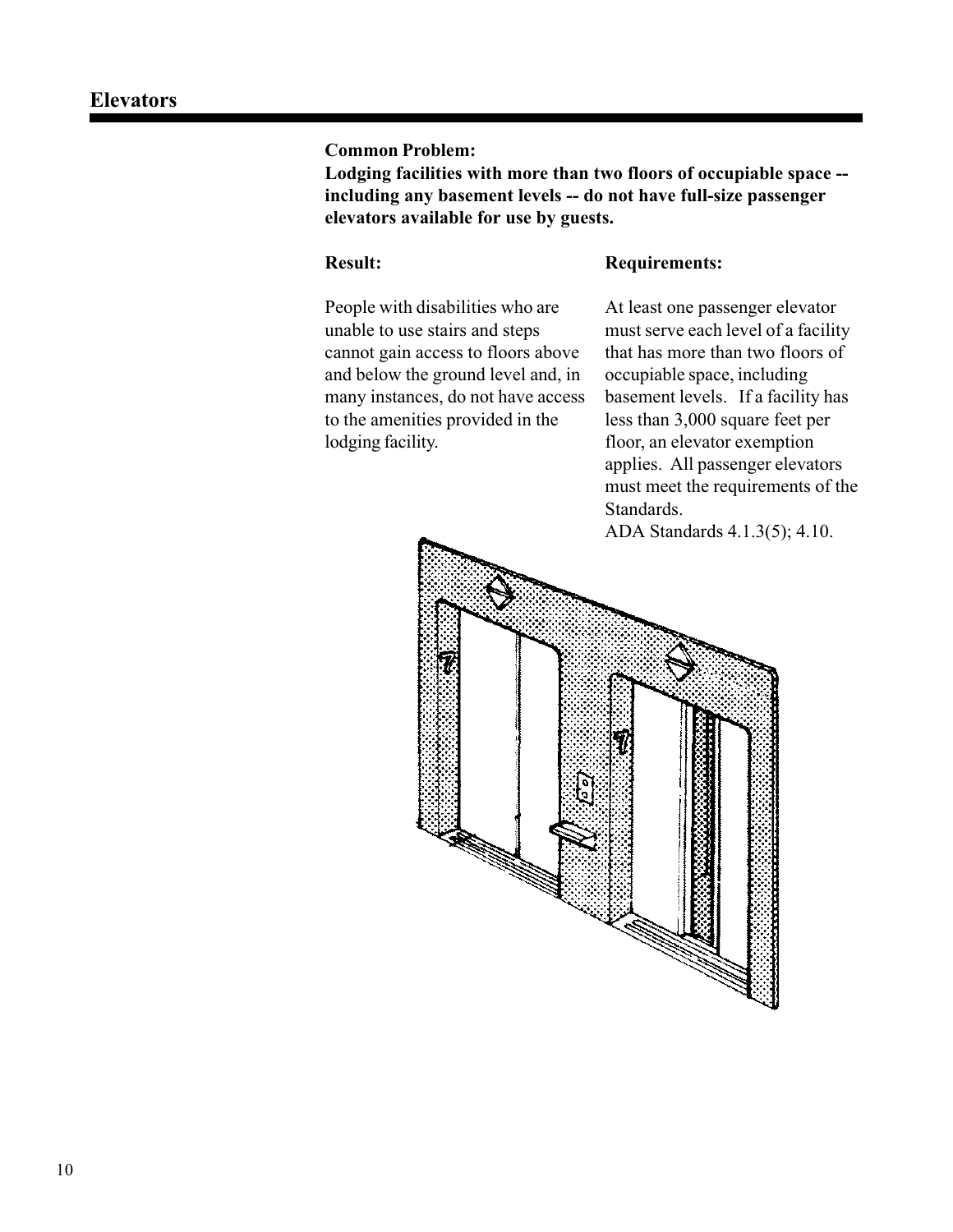## Elevators

**Common Problem:**
**Lodging facilities with more than two floors of occupiable space -- including any basement levels -- do not have full-size passenger elevators available for use by guests.**

**Result:**

People with disabilities who are unable to use stairs and steps cannot gain access to floors above and below the ground level and, in many instances, do not have access to the amenities provided in the lodging facility.

**Requirements:**

At least one passenger elevator must serve each level of a facility that has more than two floors of occupiable space, including basement levels. If a facility has less than 3,000 square feet per floor, an elevator exemption applies. All passenger elevators must meet the requirements of the Standards.
ADA Standards 4.1.3(5); 4.10.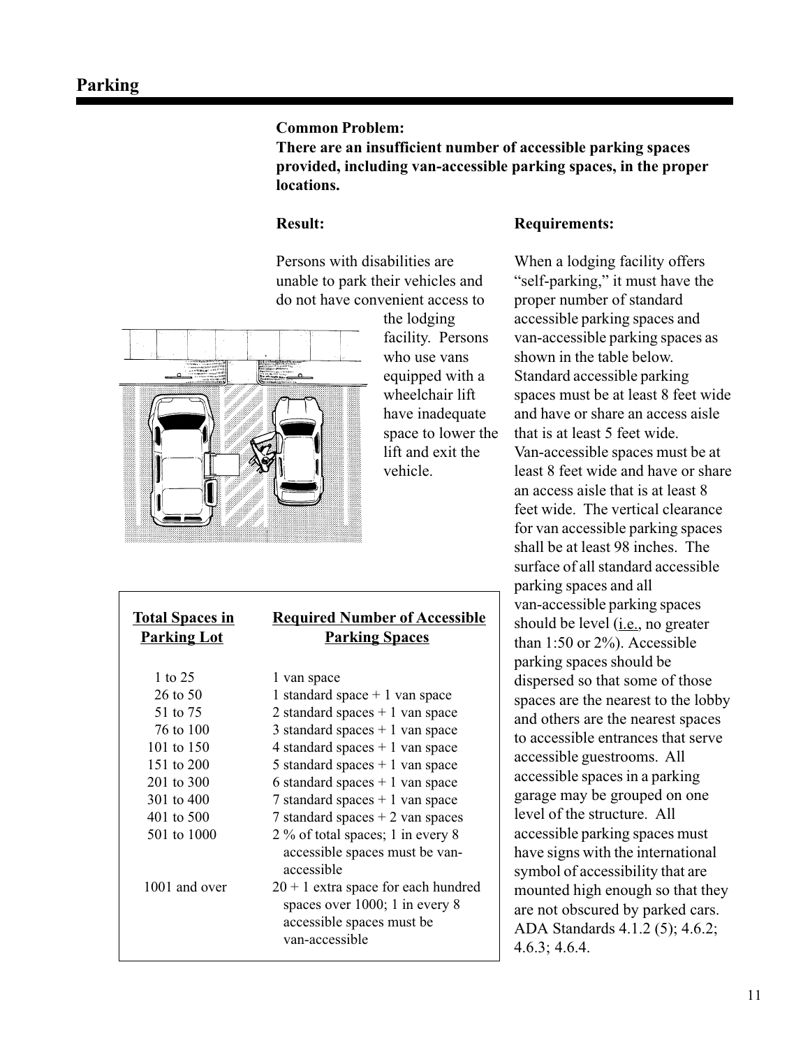## Parking

**Common Problem:**
**There are an insufficient number of accessible parking spaces provided, including van-accessible parking spaces, in the proper locations.**

**Result:**

Persons with disabilities are unable to park their vehicles and do not have convenient access to the lodging facility. Persons who use vans equipped with a wheelchair lift have inadequate space to lower the lift and exit the vehicle.

| Total Spaces in Parking Lot | Required Number of Accessible Parking Spaces |
|---|---|
| 1 to 25 | 1 van space |
| 26 to 50 | 1 standard space + 1 van space |
| 51 to 75 | 2 standard spaces + 1 van space |
| 76 to 100 | 3 standard spaces + 1 van space |
| 101 to 150 | 4 standard spaces + 1 van space |
| 151 to 200 | 5 standard spaces + 1 van space |
| 201 to 300 | 6 standard spaces + 1 van space |
| 301 to 400 | 7 standard spaces + 1 van space |
| 401 to 500 | 7 standard spaces + 2 van spaces |
| 501 to 1000 | 2 % of total spaces; 1 in every 8 accessible spaces must be van-accessible |
| 1001 and over | 20 + 1 extra space for each hundred spaces over 1000; 1 in every 8 accessible spaces must be van-accessible |

**Requirements:**

When a lodging facility offers "self-parking," it must have the proper number of standard accessible parking spaces and van-accessible parking spaces as shown in the table below. Standard accessible parking spaces must be at least 8 feet wide and have or share an access aisle that is at least 5 feet wide. Van-accessible spaces must be at least 8 feet wide and have or share an access aisle that is at least 8 feet wide. The vertical clearance for van accessible parking spaces shall be at least 98 inches. The surface of all standard accessible parking spaces and all van-accessible parking spaces should be level (i.e., no greater than 1:50 or 2%). Accessible parking spaces should be dispersed so that some of those spaces are the nearest to the lobby and others are the nearest spaces to accessible entrances that serve accessible guestrooms. All accessible spaces in a parking garage may be grouped on one level of the structure. All accessible parking spaces must have signs with the international symbol of accessibility that are mounted high enough so that they are not obscured by parked cars. ADA Standards 4.1.2 (5); 4.6.2; 4.6.3; 4.6.4.